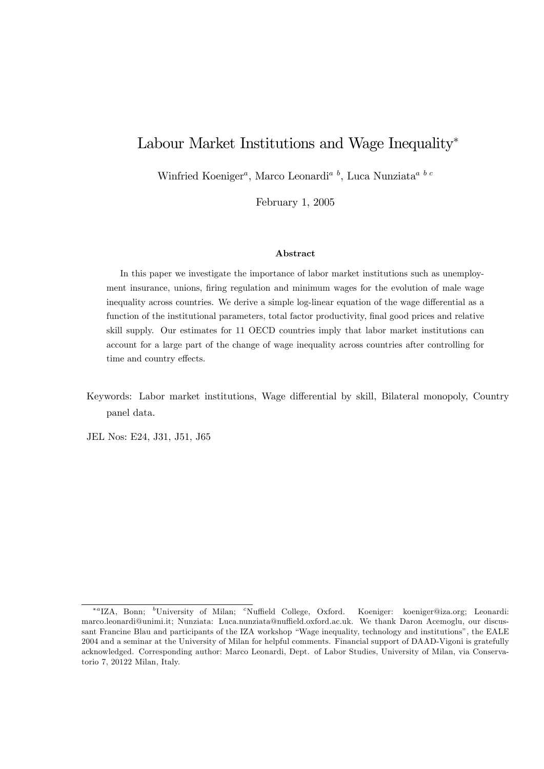# Labour Market Institutions and Wage Inequality*

Winfried Koeniger[a], Marco Leonardi[a b], Luca Nunziata[a b c]

February 1, 2005

**Abstract**

In this paper we investigate the importance of labor market institutions such as unemployment insurance, unions, firing regulation and minimum wages for the evolution of male wage inequality across countries. We derive a simple log-linear equation of the wage differential as a function of the institutional parameters, total factor productivity, final good prices and relative skill supply. Our estimates for 11 OECD countries imply that labor market institutions can account for a large part of the change of wage inequality across countries after controlling for time and country effects.

Keywords: Labor market institutions, Wage differential by skill, Bilateral monopoly, Country panel data.

JEL Nos: E24, J31, J51, J65

---

*[a]IZA, Bonn; [b]University of Milan; [c]Nuffield College, Oxford. Koeniger: koeniger@iza.org; Leonardi: marco.leonardi@unimi.it; Nunziata: Luca.nunziata@nuffield.oxford.ac.uk. We thank Daron Acemoglu, our discussant Francine Blau and participants of the IZA workshop "Wage inequality, technology and institutions", the EALE 2004 and a seminar at the University of Milan for helpful comments. Financial support of DAAD-Vigoni is gratefully acknowledged. Corresponding author: Marco Leonardi, Dept. of Labor Studies, University of Milan, via Conservatorio 7, 20122 Milan, Italy.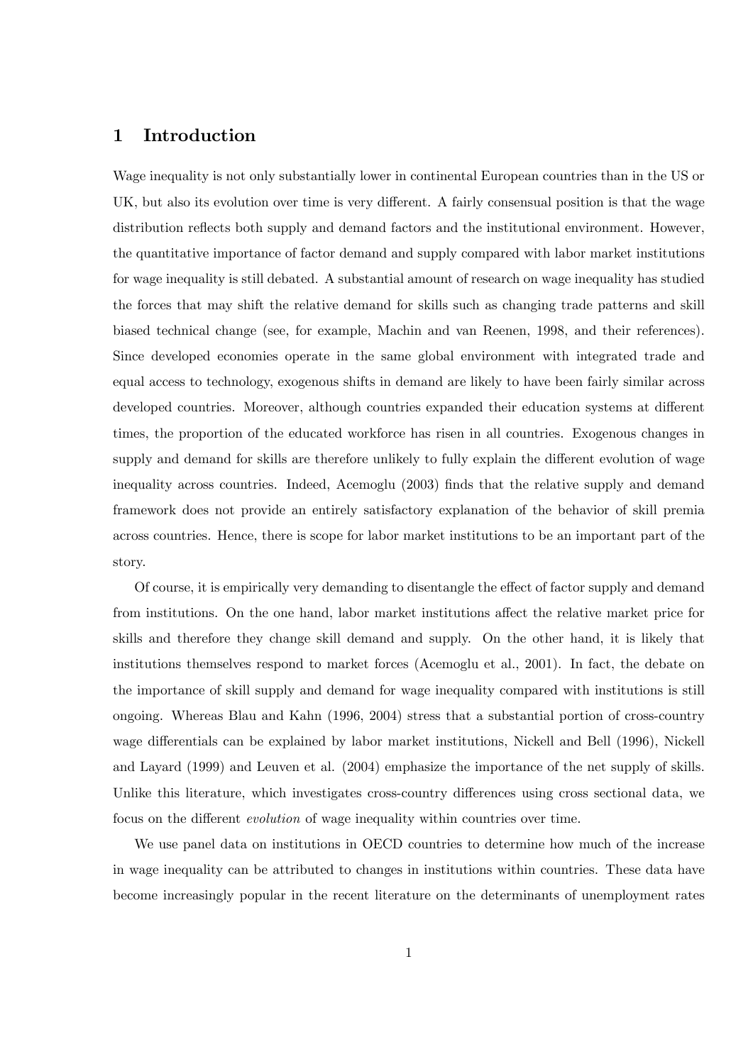# 1 Introduction

Wage inequality is not only substantially lower in continental European countries than in the US or UK, but also its evolution over time is very different. A fairly consensual position is that the wage distribution reflects both supply and demand factors and the institutional environment. However, the quantitative importance of factor demand and supply compared with labor market institutions for wage inequality is still debated. A substantial amount of research on wage inequality has studied the forces that may shift the relative demand for skills such as changing trade patterns and skill biased technical change (see, for example, Machin and van Reenen, 1998, and their references). Since developed economies operate in the same global environment with integrated trade and equal access to technology, exogenous shifts in demand are likely to have been fairly similar across developed countries. Moreover, although countries expanded their education systems at different times, the proportion of the educated workforce has risen in all countries. Exogenous changes in supply and demand for skills are therefore unlikely to fully explain the different evolution of wage inequality across countries. Indeed, Acemoglu (2003) finds that the relative supply and demand framework does not provide an entirely satisfactory explanation of the behavior of skill premia across countries. Hence, there is scope for labor market institutions to be an important part of the story.

Of course, it is empirically very demanding to disentangle the effect of factor supply and demand from institutions. On the one hand, labor market institutions affect the relative market price for skills and therefore they change skill demand and supply. On the other hand, it is likely that institutions themselves respond to market forces (Acemoglu et al., 2001). In fact, the debate on the importance of skill supply and demand for wage inequality compared with institutions is still ongoing. Whereas Blau and Kahn (1996, 2004) stress that a substantial portion of cross-country wage differentials can be explained by labor market institutions, Nickell and Bell (1996), Nickell and Layard (1999) and Leuven et al. (2004) emphasize the importance of the net supply of skills. Unlike this literature, which investigates cross-country differences using cross sectional data, we focus on the different *evolution* of wage inequality within countries over time.

We use panel data on institutions in OECD countries to determine how much of the increase in wage inequality can be attributed to changes in institutions within countries. These data have become increasingly popular in the recent literature on the determinants of unemployment rates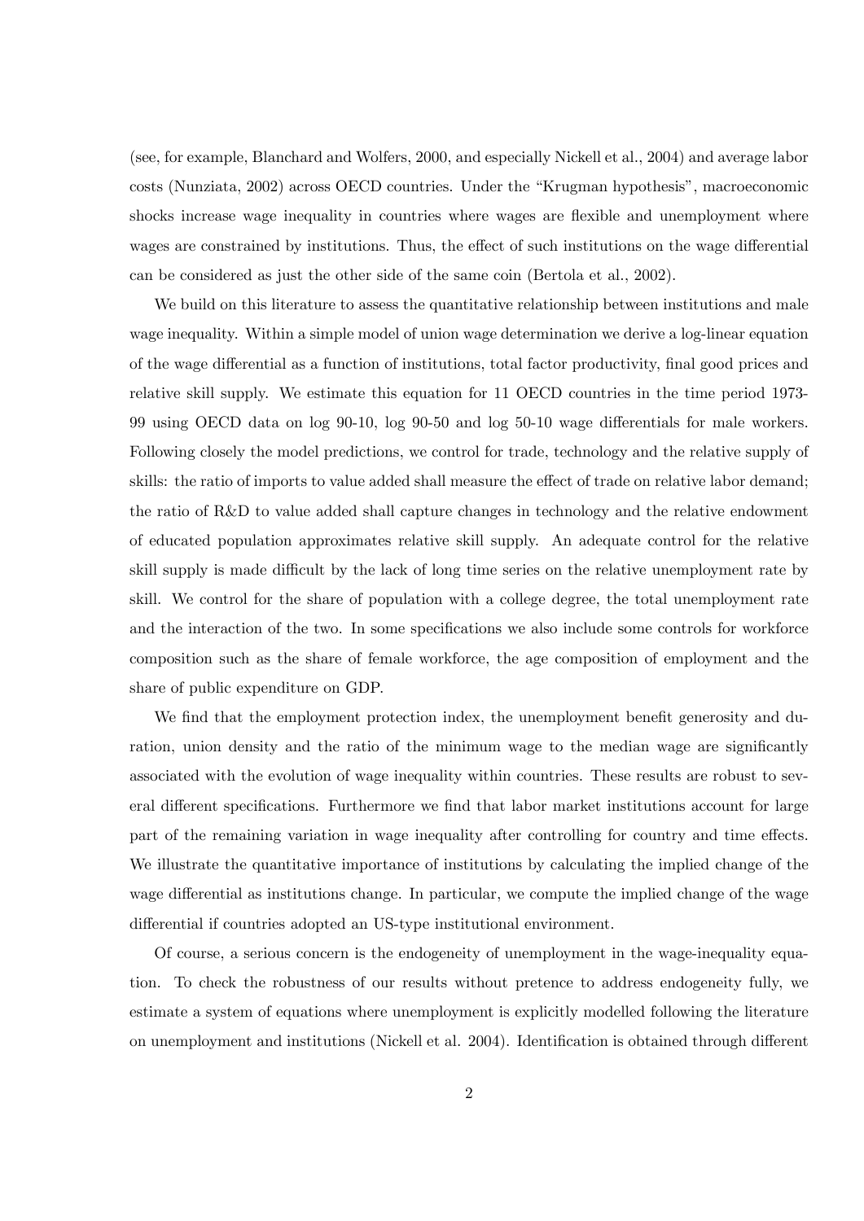(see, for example, Blanchard and Wolfers, 2000, and especially Nickell et al., 2004) and average labor costs (Nunziata, 2002) across OECD countries. Under the "Krugman hypothesis", macroeconomic shocks increase wage inequality in countries where wages are flexible and unemployment where wages are constrained by institutions. Thus, the effect of such institutions on the wage differential can be considered as just the other side of the same coin (Bertola et al., 2002).

We build on this literature to assess the quantitative relationship between institutions and male wage inequality. Within a simple model of union wage determination we derive a log-linear equation of the wage differential as a function of institutions, total factor productivity, final good prices and relative skill supply. We estimate this equation for 11 OECD countries in the time period 1973-99 using OECD data on log 90-10, log 90-50 and log 50-10 wage differentials for male workers. Following closely the model predictions, we control for trade, technology and the relative supply of skills: the ratio of imports to value added shall measure the effect of trade on relative labor demand; the ratio of R&D to value added shall capture changes in technology and the relative endowment of educated population approximates relative skill supply. An adequate control for the relative skill supply is made difficult by the lack of long time series on the relative unemployment rate by skill. We control for the share of population with a college degree, the total unemployment rate and the interaction of the two. In some specifications we also include some controls for workforce composition such as the share of female workforce, the age composition of employment and the share of public expenditure on GDP.

We find that the employment protection index, the unemployment benefit generosity and duration, union density and the ratio of the minimum wage to the median wage are significantly associated with the evolution of wage inequality within countries. These results are robust to several different specifications. Furthermore we find that labor market institutions account for large part of the remaining variation in wage inequality after controlling for country and time effects. We illustrate the quantitative importance of institutions by calculating the implied change of the wage differential as institutions change. In particular, we compute the implied change of the wage differential if countries adopted an US-type institutional environment.

Of course, a serious concern is the endogeneity of unemployment in the wage-inequality equation. To check the robustness of our results without pretence to address endogeneity fully, we estimate a system of equations where unemployment is explicitly modelled following the literature on unemployment and institutions (Nickell et al. 2004). Identification is obtained through different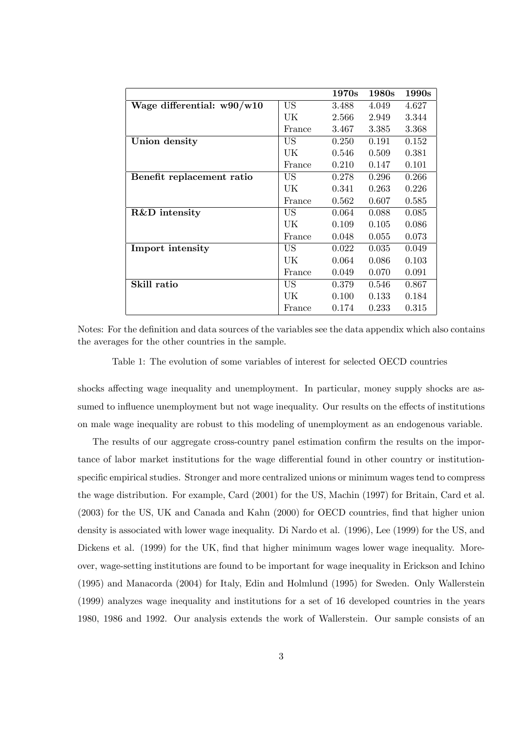| | | 1970s | 1980s | 1990s |
|---|---|---|---|---|
| **Wage differential: w90/w10** | US | 3.488 | 4.049 | 4.627 |
| | UK | 2.566 | 2.949 | 3.344 |
| | France | 3.467 | 3.385 | 3.368 |
| **Union density** | US | 0.250 | 0.191 | 0.152 |
| | UK | 0.546 | 0.509 | 0.381 |
| | France | 0.210 | 0.147 | 0.101 |
| **Benefit replacement ratio** | US | 0.278 | 0.296 | 0.266 |
| | UK | 0.341 | 0.263 | 0.226 |
| | France | 0.562 | 0.607 | 0.585 |
| **R&D intensity** | US | 0.064 | 0.088 | 0.085 |
| | UK | 0.109 | 0.105 | 0.086 |
| | France | 0.048 | 0.055 | 0.073 |
| **Import intensity** | US | 0.022 | 0.035 | 0.049 |
| | UK | 0.064 | 0.086 | 0.103 |
| | France | 0.049 | 0.070 | 0.091 |
| **Skill ratio** | US | 0.379 | 0.546 | 0.867 |
| | UK | 0.100 | 0.133 | 0.184 |
| | France | 0.174 | 0.233 | 0.315 |

Notes: For the definition and data sources of the variables see the data appendix which also contains the averages for the other countries in the sample.

Table 1: The evolution of some variables of interest for selected OECD countries

shocks affecting wage inequality and unemployment. In particular, money supply shocks are assumed to influence unemployment but not wage inequality. Our results on the effects of institutions on male wage inequality are robust to this modeling of unemployment as an endogenous variable.

The results of our aggregate cross-country panel estimation confirm the results on the importance of labor market institutions for the wage differential found in other country or institution-specific empirical studies. Stronger and more centralized unions or minimum wages tend to compress the wage distribution. For example, Card (2001) for the US, Machin (1997) for Britain, Card et al. (2003) for the US, UK and Canada and Kahn (2000) for OECD countries, find that higher union density is associated with lower wage inequality. Di Nardo et al. (1996), Lee (1999) for the US, and Dickens et al. (1999) for the UK, find that higher minimum wages lower wage inequality. Moreover, wage-setting institutions are found to be important for wage inequality in Erickson and Ichino (1995) and Manacorda (2004) for Italy, Edin and Holmlund (1995) for Sweden. Only Wallerstein (1999) analyzes wage inequality and institutions for a set of 16 developed countries in the years 1980, 1986 and 1992. Our analysis extends the work of Wallerstein. Our sample consists of an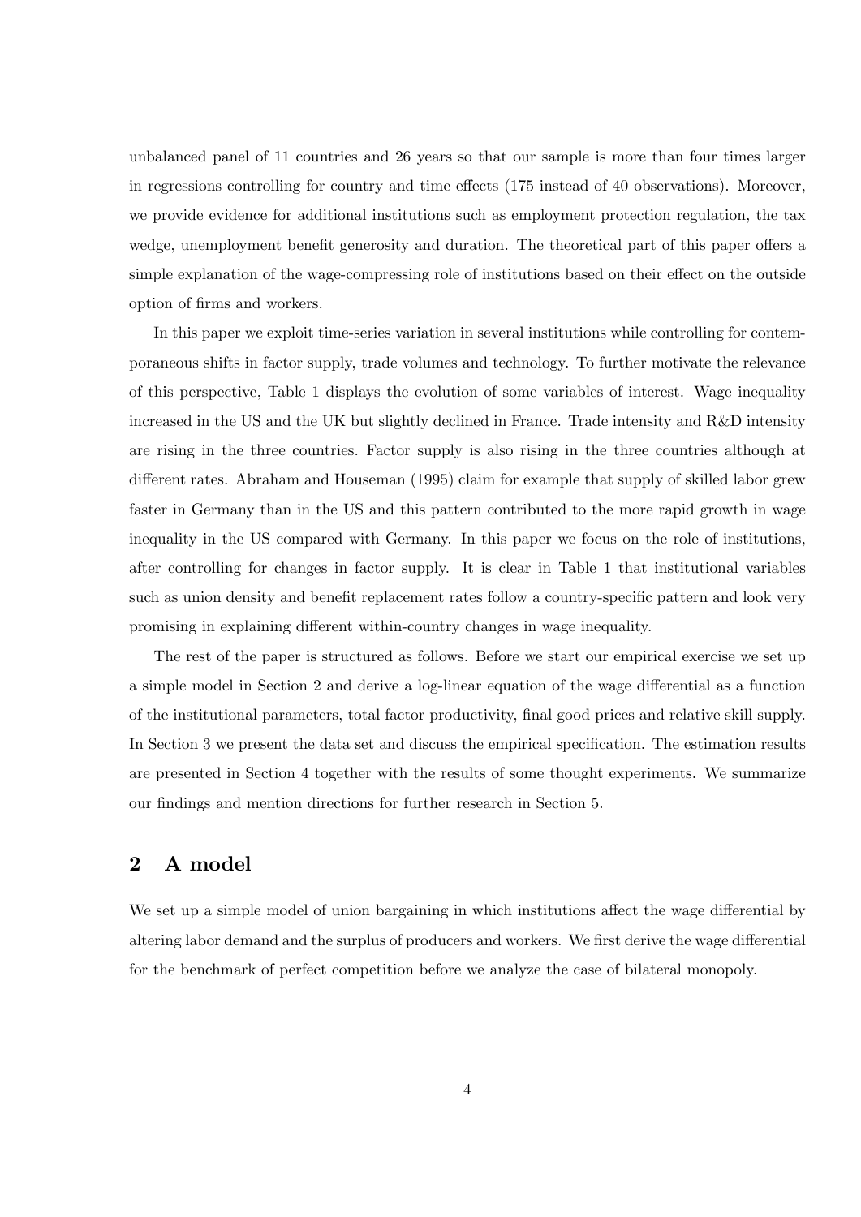unbalanced panel of 11 countries and 26 years so that our sample is more than four times larger in regressions controlling for country and time effects (175 instead of 40 observations). Moreover, we provide evidence for additional institutions such as employment protection regulation, the tax wedge, unemployment benefit generosity and duration. The theoretical part of this paper offers a simple explanation of the wage-compressing role of institutions based on their effect on the outside option of firms and workers.

In this paper we exploit time-series variation in several institutions while controlling for contemporaneous shifts in factor supply, trade volumes and technology. To further motivate the relevance of this perspective, Table 1 displays the evolution of some variables of interest. Wage inequality increased in the US and the UK but slightly declined in France. Trade intensity and R&D intensity are rising in the three countries. Factor supply is also rising in the three countries although at different rates. Abraham and Houseman (1995) claim for example that supply of skilled labor grew faster in Germany than in the US and this pattern contributed to the more rapid growth in wage inequality in the US compared with Germany. In this paper we focus on the role of institutions, after controlling for changes in factor supply. It is clear in Table 1 that institutional variables such as union density and benefit replacement rates follow a country-specific pattern and look very promising in explaining different within-country changes in wage inequality.

The rest of the paper is structured as follows. Before we start our empirical exercise we set up a simple model in Section 2 and derive a log-linear equation of the wage differential as a function of the institutional parameters, total factor productivity, final good prices and relative skill supply. In Section 3 we present the data set and discuss the empirical specification. The estimation results are presented in Section 4 together with the results of some thought experiments. We summarize our findings and mention directions for further research in Section 5.

## 2 A model

We set up a simple model of union bargaining in which institutions affect the wage differential by altering labor demand and the surplus of producers and workers. We first derive the wage differential for the benchmark of perfect competition before we analyze the case of bilateral monopoly.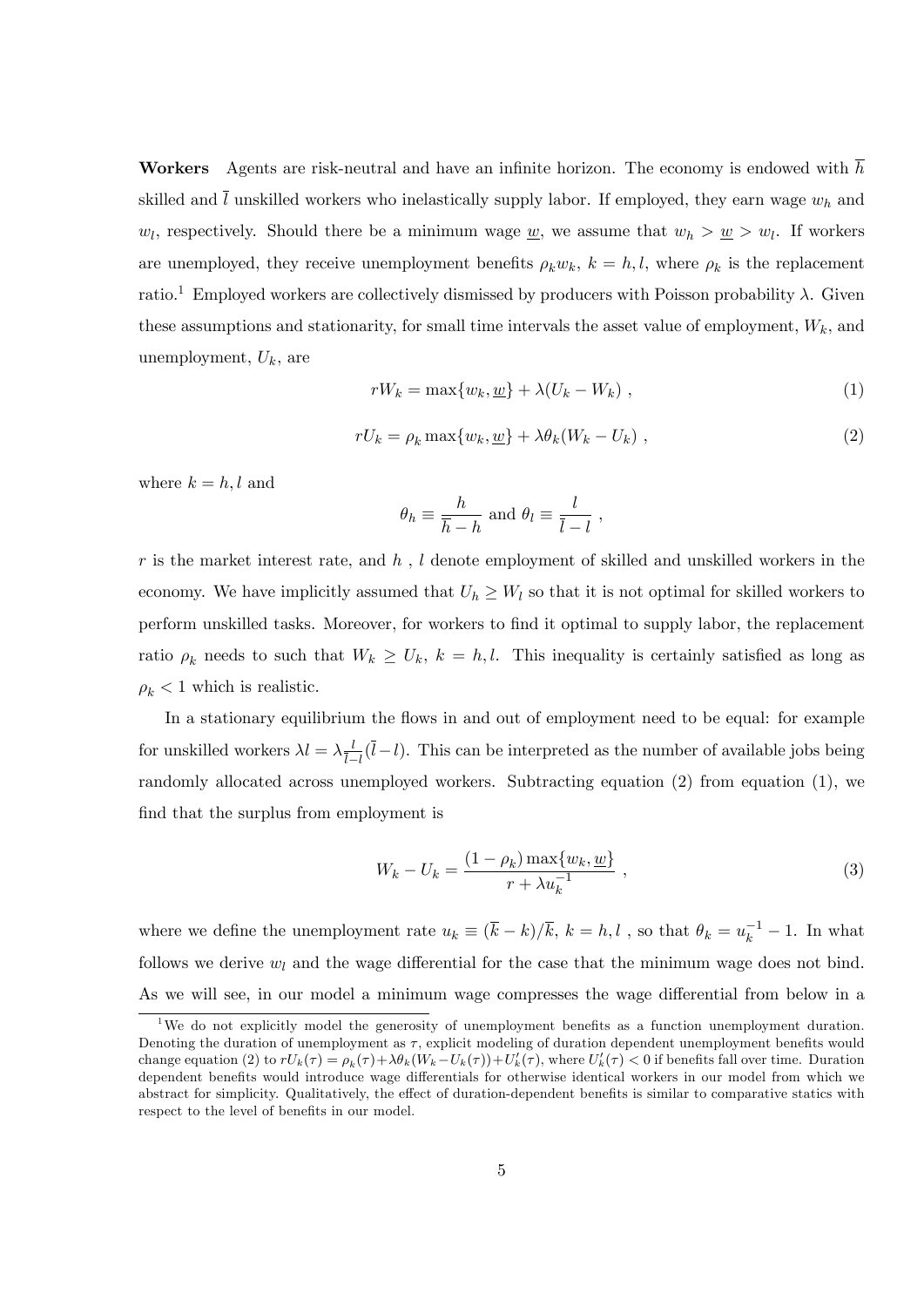**Workers** Agents are risk-neutral and have an infinite horizon. The economy is endowed with $\overline{h}$ skilled and $\overline{l}$ unskilled workers who inelastically supply labor. If employed, they earn wage $w_h$ and $w_l$, respectively. Should there be a minimum wage $\underline{w}$, we assume that $w_h > \underline{w} > w_l$. If workers are unemployed, they receive unemployment benefits $\rho_k w_k$, $k = h, l$, where $\rho_k$ is the replacement ratio.[1] Employed workers are collectively dismissed by producers with Poisson probability $\lambda$. Given these assumptions and stationarity, for small time intervals the asset value of employment, $W_k$, and unemployment, $U_k$, are

$$rW_k = \max\{w_k, \underline{w}\} + \lambda(U_k - W_k) \ , \tag{1}$$

$$rU_k = \rho_k \max\{w_k, \underline{w}\} + \lambda\theta_k(W_k - U_k) \ , \tag{2}$$

where $k = h, l$ and

$$\theta_h \equiv \frac{h}{\overline{h} - h} \text{ and } \theta_l \equiv \frac{l}{\overline{l} - l} \ ,$$

$r$ is the market interest rate, and $h$ , $l$ denote employment of skilled and unskilled workers in the economy. We have implicitly assumed that $U_h \geq W_l$ so that it is not optimal for skilled workers to perform unskilled tasks. Moreover, for workers to find it optimal to supply labor, the replacement ratio $\rho_k$ needs to such that $W_k \geq U_k$, $k = h, l$. This inequality is certainly satisfied as long as $\rho_k < 1$ which is realistic.

In a stationary equilibrium the flows in and out of employment need to be equal: for example for unskilled workers $\lambda l = \lambda \frac{l}{\overline{l} - l}(\overline{l} - l)$. This can be interpreted as the number of available jobs being randomly allocated across unemployed workers. Subtracting equation (2) from equation (1), we find that the surplus from employment is

$$W_k - U_k = \frac{(1 - \rho_k)\max\{w_k, \underline{w}\}}{r + \lambda u_k^{-1}} \ , \tag{3}$$

where we define the unemployment rate $u_k \equiv (\overline{k} - k)/\overline{k}$, $k = h, l$ , so that $\theta_k = u_k^{-1} - 1$. In what follows we derive $w_l$ and the wage differential for the case that the minimum wage does not bind. As we will see, in our model a minimum wage compresses the wage differential from below in a

[1] We do not explicitly model the generosity of unemployment benefits as a function unemployment duration. Denoting the duration of unemployment as $\tau$, explicit modeling of duration dependent unemployment benefits would change equation (2) to $rU_k(\tau) = \rho_k(\tau) + \lambda\theta_k(W_k - U_k(\tau)) + U_k'(\tau)$, where $U_k'(\tau) < 0$ if benefits fall over time. Duration dependent benefits would introduce wage differentials for otherwise identical workers in our model from which we abstract for simplicity. Qualitatively, the effect of duration-dependent benefits is similar to comparative statics with respect to the level of benefits in our model.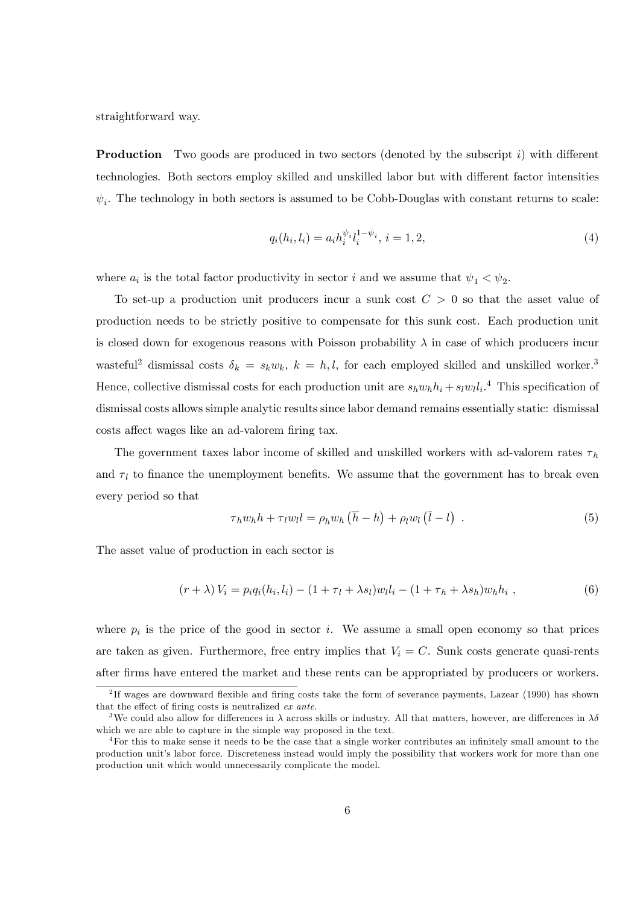straightforward way.

**Production** Two goods are produced in two sectors (denoted by the subscript $i$) with different technologies. Both sectors employ skilled and unskilled labor but with different factor intensities $\psi_i$. The technology in both sectors is assumed to be Cobb-Douglas with constant returns to scale:

$$q_i(h_i, l_i) = a_i h_i^{\psi_i} l_i^{1-\psi_i},\ i = 1, 2, \tag{4}$$

where $a_i$ is the total factor productivity in sector $i$ and we assume that $\psi_1 < \psi_2$.

To set-up a production unit producers incur a sunk cost $C > 0$ so that the asset value of production needs to be strictly positive to compensate for this sunk cost. Each production unit is closed down for exogenous reasons with Poisson probability $\lambda$ in case of which producers incur wasteful[2] dismissal costs $\delta_k = s_k w_k$, $k = h, l$, for each employed skilled and unskilled worker.[3] Hence, collective dismissal costs for each production unit are $s_h w_h h_i + s_l w_l l_i$.[4] This specification of dismissal costs allows simple analytic results since labor demand remains essentially static: dismissal costs affect wages like an ad-valorem firing tax.

The government taxes labor income of skilled and unskilled workers with ad-valorem rates $\tau_h$ and $\tau_l$ to finance the unemployment benefits. We assume that the government has to break even every period so that

$$\tau_h w_h h + \tau_l w_l l = \rho_h w_h \left(\overline{h} - h\right) + \rho_l w_l \left(\overline{l} - l\right) \ . \tag{5}$$

The asset value of production in each sector is

$$(r + \lambda) V_i = p_i q_i(h_i, l_i) - (1 + \tau_l + \lambda s_l) w_l l_i - (1 + \tau_h + \lambda s_h) w_h h_i \ , \tag{6}$$

where $p_i$ is the price of the good in sector $i$. We assume a small open economy so that prices are taken as given. Furthermore, free entry implies that $V_i = C$. Sunk costs generate quasi-rents after firms have entered the market and these rents can be appropriated by producers or workers.

---

[2] If wages are downward flexible and firing costs take the form of severance payments, Lazear (1990) has shown that the effect of firing costs is neutralized *ex ante*.

[3] We could also allow for differences in $\lambda$ across skills or industry. All that matters, however, are differences in $\lambda\delta$ which we are able to capture in the simple way proposed in the text.

[4] For this to make sense it needs to be the case that a single worker contributes an infinitely small amount to the production unit's labor force. Discreteness instead would imply the possibility that workers work for more than one production unit which would unnecessarily complicate the model.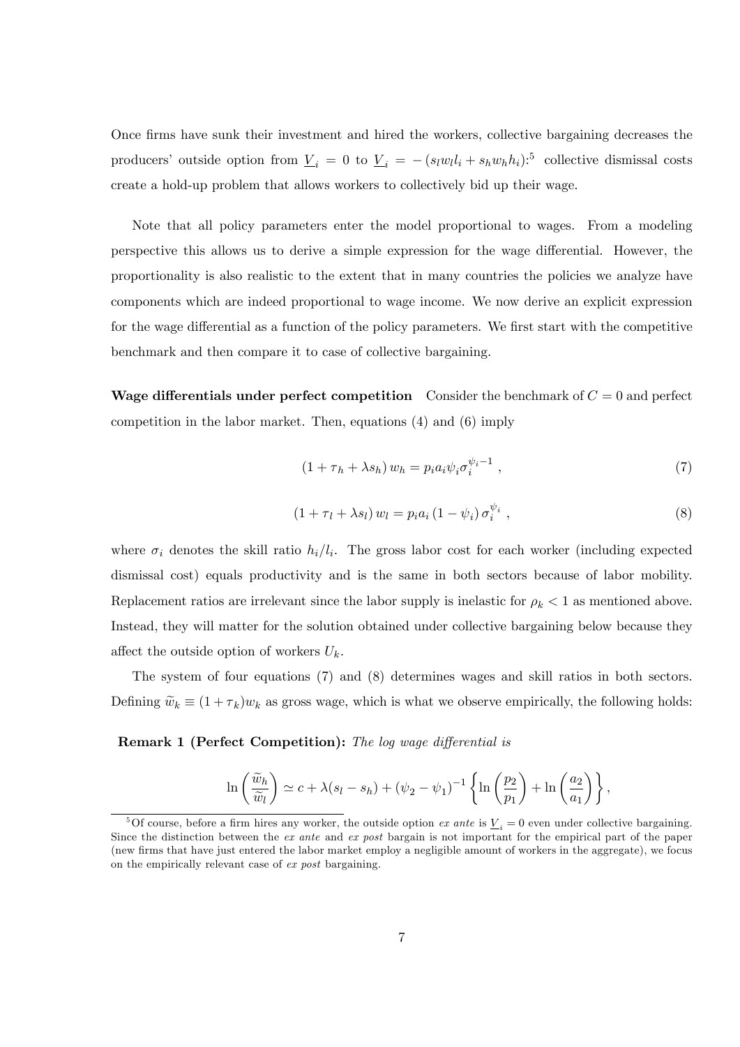Once firms have sunk their investment and hired the workers, collective bargaining decreases the producers' outside option from $\underline{V}_i = 0$ to $\underline{V}_i = -(s_l w_l l_i + s_h w_h h_i)$:[5] collective dismissal costs create a hold-up problem that allows workers to collectively bid up their wage.

Note that all policy parameters enter the model proportional to wages. From a modeling perspective this allows us to derive a simple expression for the wage differential. However, the proportionality is also realistic to the extent that in many countries the policies we analyze have components which are indeed proportional to wage income. We now derive an explicit expression for the wage differential as a function of the policy parameters. We first start with the competitive benchmark and then compare it to case of collective bargaining.

**Wage differentials under perfect competition** Consider the benchmark of $C = 0$ and perfect competition in the labor market. Then, equations (4) and (6) imply

$$(1 + \tau_h + \lambda s_h) w_h = p_i a_i \psi_i \sigma_i^{\psi_i - 1} \ , \tag{7}$$

$$(1 + \tau_l + \lambda s_l) w_l = p_i a_i (1 - \psi_i) \sigma_i^{\psi_i} \ , \tag{8}$$

where $\sigma_i$ denotes the skill ratio $h_i/l_i$. The gross labor cost for each worker (including expected dismissal cost) equals productivity and is the same in both sectors because of labor mobility. Replacement ratios are irrelevant since the labor supply is inelastic for $\rho_k < 1$ as mentioned above. Instead, they will matter for the solution obtained under collective bargaining below because they affect the outside option of workers $U_k$.

The system of four equations (7) and (8) determines wages and skill ratios in both sectors. Defining $\widetilde{w}_k \equiv (1 + \tau_k) w_k$ as gross wage, which is what we observe empirically, the following holds:

**Remark 1 (Perfect Competition):** *The log wage differential is*

$$\ln\left(\frac{\widetilde{w}_h}{\widetilde{w}_l}\right) \simeq c + \lambda(s_l - s_h) + (\psi_2 - \psi_1)^{-1} \left\{ \ln\left(\frac{p_2}{p_1}\right) + \ln\left(\frac{a_2}{a_1}\right) \right\},$$

[5] Of course, before a firm hires any worker, the outside option *ex ante* is $\underline{V}_i = 0$ even under collective bargaining. Since the distinction between the *ex ante* and *ex post* bargain is not important for the empirical part of the paper (new firms that have just entered the labor market employ a negligible amount of workers in the aggregate), we focus on the empirically relevant case of *ex post* bargaining.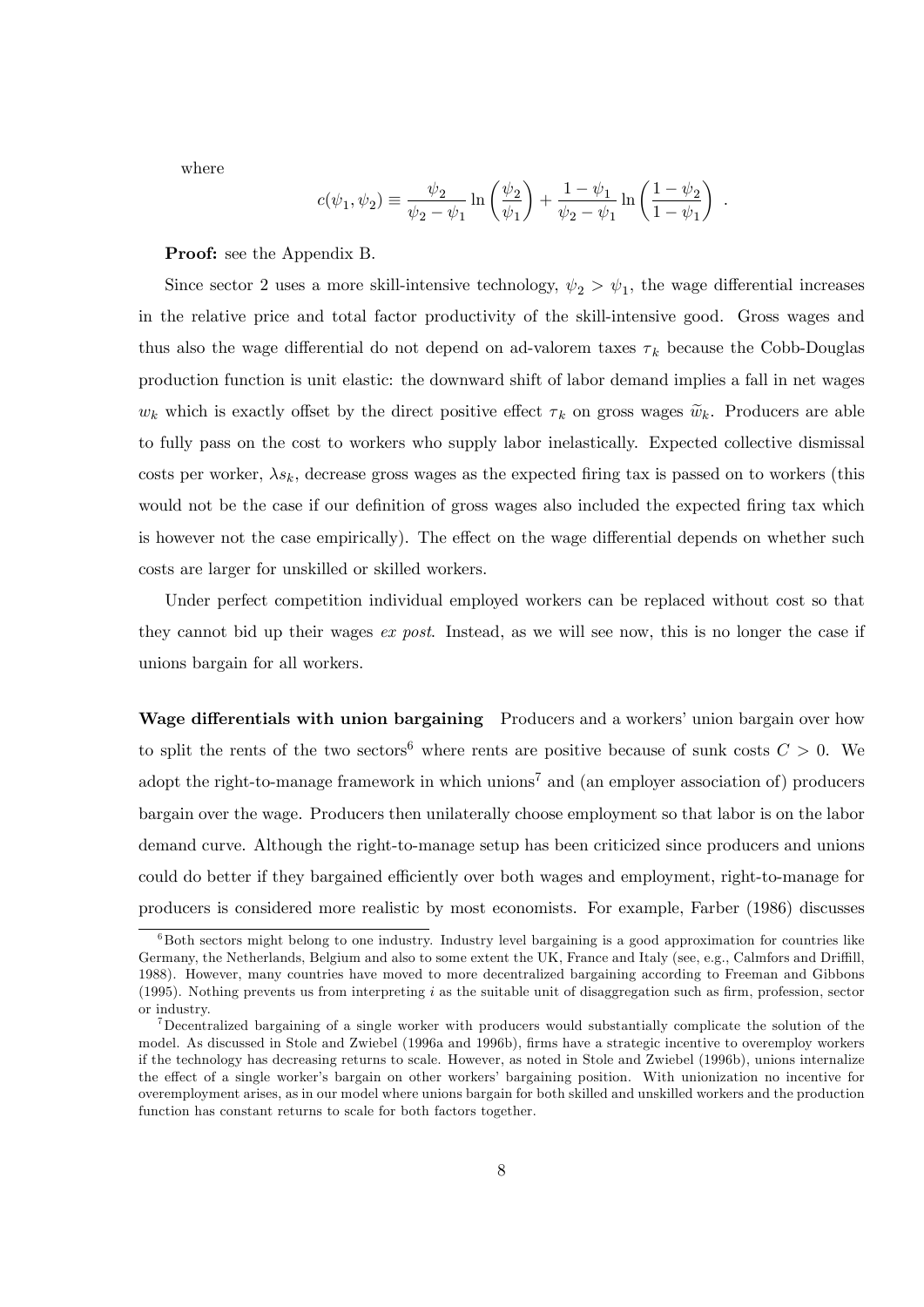where

$$c(\psi_1, \psi_2) \equiv \frac{\psi_2}{\psi_2 - \psi_1} \ln\left(\frac{\psi_2}{\psi_1}\right) + \frac{1 - \psi_1}{\psi_2 - \psi_1} \ln\left(\frac{1 - \psi_2}{1 - \psi_1}\right) .$$

**Proof:** see the Appendix B.

Since sector 2 uses a more skill-intensive technology, $\psi_2 > \psi_1$, the wage differential increases in the relative price and total factor productivity of the skill-intensive good. Gross wages and thus also the wage differential do not depend on ad-valorem taxes $\tau_k$ because the Cobb-Douglas production function is unit elastic: the downward shift of labor demand implies a fall in net wages $w_k$ which is exactly offset by the direct positive effect $\tau_k$ on gross wages $\widetilde{w}_k$. Producers are able to fully pass on the cost to workers who supply labor inelastically. Expected collective dismissal costs per worker, $\lambda s_k$, decrease gross wages as the expected firing tax is passed on to workers (this would not be the case if our definition of gross wages also included the expected firing tax which is however not the case empirically). The effect on the wage differential depends on whether such costs are larger for unskilled or skilled workers.

Under perfect competition individual employed workers can be replaced without cost so that they cannot bid up their wages *ex post*. Instead, as we will see now, this is no longer the case if unions bargain for all workers.

**Wage differentials with union bargaining** Producers and a workers' union bargain over how to split the rents of the two sectors[6] where rents are positive because of sunk costs $C > 0$. We adopt the right-to-manage framework in which unions[7] and (an employer association of) producers bargain over the wage. Producers then unilaterally choose employment so that labor is on the labor demand curve. Although the right-to-manage setup has been criticized since producers and unions could do better if they bargained efficiently over both wages and employment, right-to-manage for producers is considered more realistic by most economists. For example, Farber (1986) discusses

[6] Both sectors might belong to one industry. Industry level bargaining is a good approximation for countries like Germany, the Netherlands, Belgium and also to some extent the UK, France and Italy (see, e.g., Calmfors and Driffill, 1988). However, many countries have moved to more decentralized bargaining according to Freeman and Gibbons (1995). Nothing prevents us from interpreting $i$ as the suitable unit of disaggregation such as firm, profession, sector or industry.

[7] Decentralized bargaining of a single worker with producers would substantially complicate the solution of the model. As discussed in Stole and Zwiebel (1996a and 1996b), firms have a strategic incentive to overemploy workers if the technology has decreasing returns to scale. However, as noted in Stole and Zwiebel (1996b), unions internalize the effect of a single worker's bargain on other workers' bargaining position. With unionization no incentive for overemployment arises, as in our model where unions bargain for both skilled and unskilled workers and the production function has constant returns to scale for both factors together.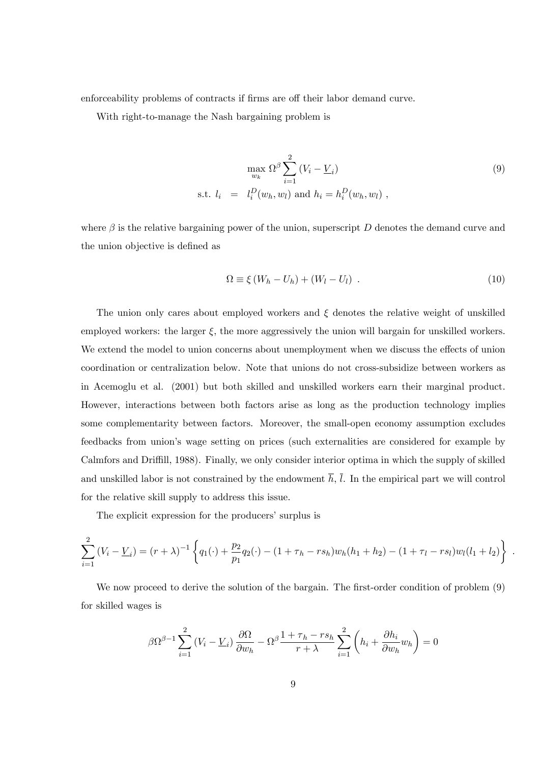enforceability problems of contracts if firms are off their labor demand curve.

With right-to-manage the Nash bargaining problem is

$$
\begin{aligned}
& \max_{w_k} \Omega^{\beta} \sum_{i=1}^{2} \left(V_i - \underline{V}_i\right) \\
\text{s.t. } l_i \;\; &= \;\; l_i^D(w_h, w_l) \text{ and } h_i = h_i^D(w_h, w_l) \ ,
\end{aligned}
\tag{9}
$$

where $\beta$ is the relative bargaining power of the union, superscript $D$ denotes the demand curve and the union objective is defined as

$$
\Omega \equiv \xi \left(W_h - U_h\right) + \left(W_l - U_l\right) \ . \tag{10}
$$

The union only cares about employed workers and $\xi$ denotes the relative weight of unskilled employed workers: the larger $\xi$, the more aggressively the union will bargain for unskilled workers. We extend the model to union concerns about unemployment when we discuss the effects of union coordination or centralization below. Note that unions do not cross-subsidize between workers as in Acemoglu et al. (2001) but both skilled and unskilled workers earn their marginal product. However, interactions between both factors arise as long as the production technology implies some complementarity between factors. Moreover, the small-open economy assumption excludes feedbacks from union's wage setting on prices (such externalities are considered for example by Calmfors and Driffill, 1988). Finally, we only consider interior optima in which the supply of skilled and unskilled labor is not constrained by the endowment $\overline{h}$, $\overline{l}$. In the empirical part we will control for the relative skill supply to address this issue.

The explicit expression for the producers' surplus is

$$
\sum_{i=1}^{2} \left(V_i - \underline{V}_i\right) = (r+\lambda)^{-1} \left\{ q_1(\cdot) + \frac{p_2}{p_1} q_2(\cdot) - (1+\tau_h - rs_h) w_h (h_1 + h_2) - (1 + \tau_l - rs_l) w_l (l_1 + l_2) \right\} \ .
$$

We now proceed to derive the solution of the bargain. The first-order condition of problem (9) for skilled wages is

$$
\beta \Omega^{\beta - 1} \sum_{i=1}^{2} \left(V_i - \underline{V}_i\right) \frac{\partial \Omega}{\partial w_h} - \Omega^{\beta} \frac{1 + \tau_h - rs_h}{r + \lambda} \sum_{i=1}^{2} \left( h_i + \frac{\partial h_i}{\partial w_h} w_h \right) = 0
$$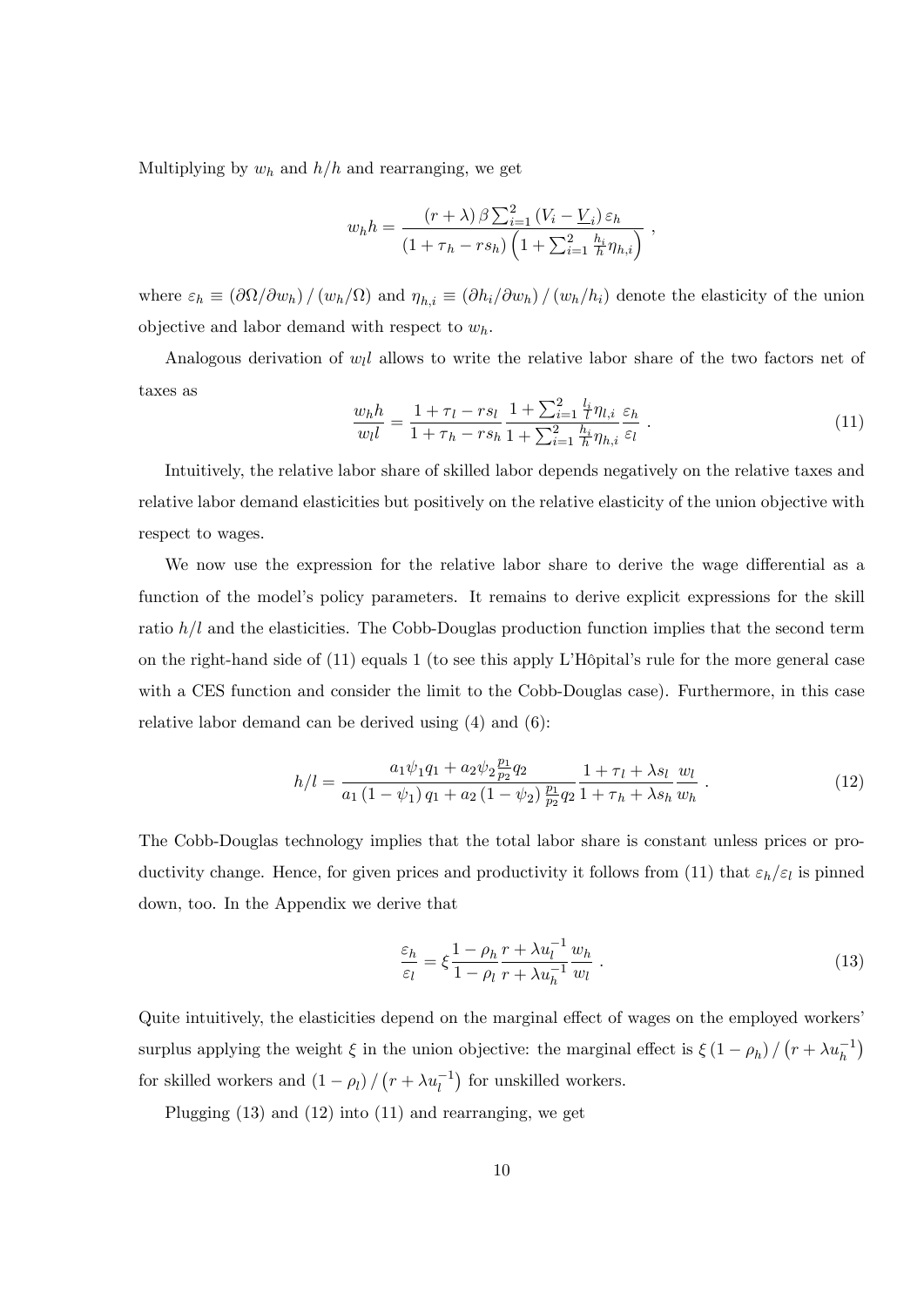Multiplying by $w_h$ and $h/h$ and rearranging, we get

$$w_h h = \frac{(r+\lambda)\,\beta \sum_{i=1}^{2} \left(V_i - \underline{V}_i\right) \varepsilon_h}{\left(1+\tau_h - r s_h\right)\left(1 + \sum_{i=1}^{2} \frac{h_i}{h} \eta_{h,i}\right)} \ ,$$

where $\varepsilon_h \equiv \left(\partial\Omega/\partial w_h\right)/\left(w_h/\Omega\right)$ and $\eta_{h,i} \equiv \left(\partial h_i/\partial w_h\right)/\left(w_h/h_i\right)$ denote the elasticity of the union objective and labor demand with respect to $w_h$.

Analogous derivation of $w_l l$ allows to write the relative labor share of the two factors net of taxes as

$$\frac{w_h h}{w_l l} = \frac{1+\tau_l - r s_l}{1+\tau_h - r s_h} \frac{1 + \sum_{i=1}^{2} \frac{l_i}{l} \eta_{l,i}}{1 + \sum_{i=1}^{2} \frac{h_i}{h} \eta_{h,i}} \frac{\varepsilon_h}{\varepsilon_l} \ . \tag{11}$$

Intuitively, the relative labor share of skilled labor depends negatively on the relative taxes and relative labor demand elasticities but positively on the relative elasticity of the union objective with respect to wages.

We now use the expression for the relative labor share to derive the wage differential as a function of the model's policy parameters. It remains to derive explicit expressions for the skill ratio $h/l$ and the elasticities. The Cobb-Douglas production function implies that the second term on the right-hand side of (11) equals 1 (to see this apply L'Hôpital's rule for the more general case with a CES function and consider the limit to the Cobb-Douglas case). Furthermore, in this case relative labor demand can be derived using (4) and (6):

$$h/l = \frac{a_1 \psi_1 q_1 + a_2 \psi_2 \frac{p_1}{p_2} q_2}{a_1 \left(1-\psi_1\right) q_1 + a_2 \left(1-\psi_2\right) \frac{p_1}{p_2} q_2} \frac{1+\tau_l + \lambda s_l}{1+\tau_h + \lambda s_h} \frac{w_l}{w_h} \ . \tag{12}$$

The Cobb-Douglas technology implies that the total labor share is constant unless prices or productivity change. Hence, for given prices and productivity it follows from (11) that $\varepsilon_h/\varepsilon_l$ is pinned down, too. In the Appendix we derive that

$$\frac{\varepsilon_h}{\varepsilon_l} = \xi \frac{1-\rho_h}{1-\rho_l} \frac{r + \lambda u_l^{-1}}{r + \lambda u_h^{-1}} \frac{w_h}{w_l} \ . \tag{13}$$

Quite intuitively, the elasticities depend on the marginal effect of wages on the employed workers' surplus applying the weight $\xi$ in the union objective: the marginal effect is $\xi\left(1-\rho_h\right)/\left(r+\lambda u_h^{-1}\right)$ for skilled workers and $\left(1-\rho_l\right)/\left(r+\lambda u_l^{-1}\right)$ for unskilled workers.

Plugging (13) and (12) into (11) and rearranging, we get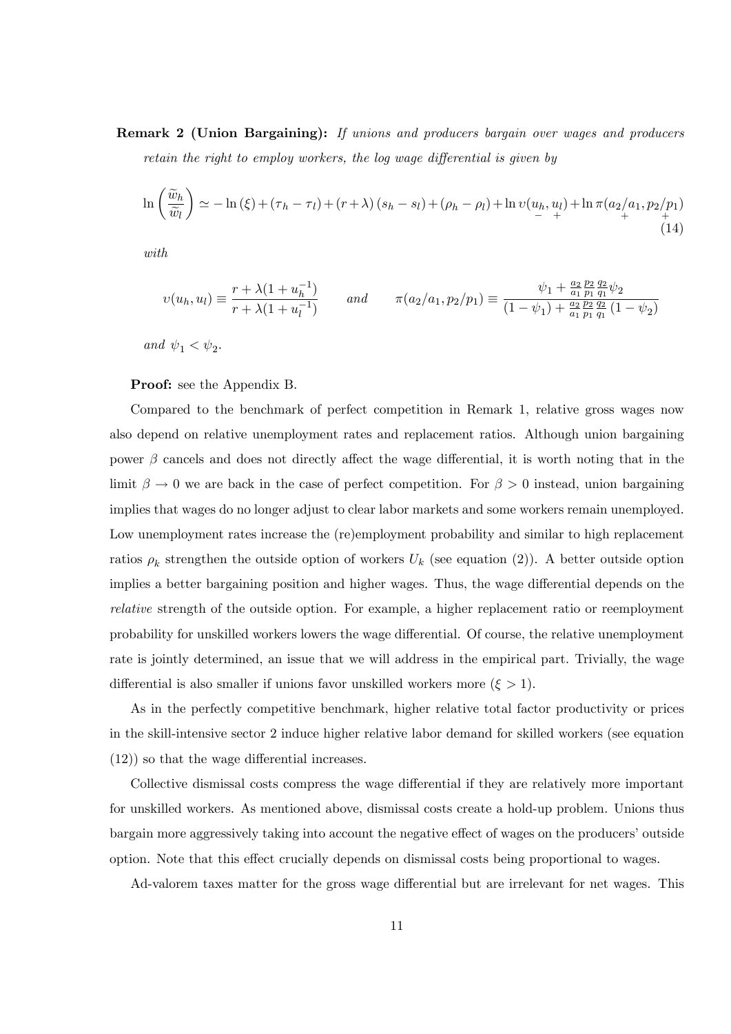**Remark 2 (Union Bargaining):** *If unions and producers bargain over wages and producers retain the right to employ workers, the log wage differential is given by*

$$\ln\left(\frac{\widetilde{w}_h}{\widetilde{w}_l}\right) \simeq -\ln(\xi) + (\tau_h - \tau_l) + (r+\lambda)(s_h - s_l) + (\rho_h - \rho_l) + \ln \upsilon(\underset{-}{u_h}, \underset{+}{u_l}) + \ln \pi(\underset{+}{a_2/a_1}, \underset{+}{p_2/p_1}) \tag{14}$$

*with*

$$\upsilon(u_h, u_l) \equiv \frac{r + \lambda(1 + u_h^{-1})}{r + \lambda(1 + u_l^{-1})} \qquad \textit{and} \qquad \pi(a_2/a_1, p_2/p_1) \equiv \frac{\psi_1 + \frac{a_2}{a_1}\frac{p_2}{p_1}\frac{q_2}{q_1}\psi_2}{(1-\psi_1) + \frac{a_2}{a_1}\frac{p_2}{p_1}\frac{q_2}{q_1}(1-\psi_2)}$$

*and* $\psi_1 < \psi_2$.

**Proof:** see the Appendix B.

Compared to the benchmark of perfect competition in Remark 1, relative gross wages now also depend on relative unemployment rates and replacement ratios. Although union bargaining power $\beta$ cancels and does not directly affect the wage differential, it is worth noting that in the limit $\beta \to 0$ we are back in the case of perfect competition. For $\beta > 0$ instead, union bargaining implies that wages do no longer adjust to clear labor markets and some workers remain unemployed. Low unemployment rates increase the (re)employment probability and similar to high replacement ratios $\rho_k$ strengthen the outside option of workers $U_k$ (see equation (2)). A better outside option implies a better bargaining position and higher wages. Thus, the wage differential depends on the *relative* strength of the outside option. For example, a higher replacement ratio or reemployment probability for unskilled workers lowers the wage differential. Of course, the relative unemployment rate is jointly determined, an issue that we will address in the empirical part. Trivially, the wage differential is also smaller if unions favor unskilled workers more ($\xi > 1$).

As in the perfectly competitive benchmark, higher relative total factor productivity or prices in the skill-intensive sector 2 induce higher relative labor demand for skilled workers (see equation (12)) so that the wage differential increases.

Collective dismissal costs compress the wage differential if they are relatively more important for unskilled workers. As mentioned above, dismissal costs create a hold-up problem. Unions thus bargain more aggressively taking into account the negative effect of wages on the producers' outside option. Note that this effect crucially depends on dismissal costs being proportional to wages.

Ad-valorem taxes matter for the gross wage differential but are irrelevant for net wages. This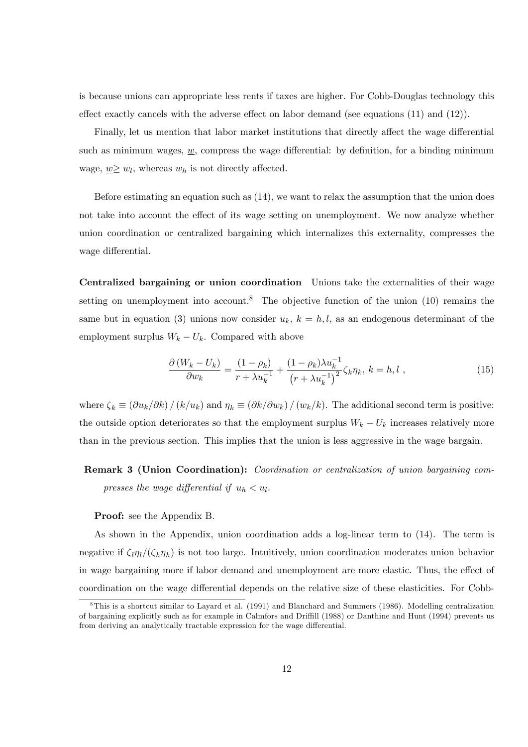is because unions can appropriate less rents if taxes are higher. For Cobb-Douglas technology this effect exactly cancels with the adverse effect on labor demand (see equations (11) and (12)).

Finally, let us mention that labor market institutions that directly affect the wage differential such as minimum wages, $\underline{w}$, compress the wage differential: by definition, for a binding minimum wage, $\underline{w} \geq w_l$, whereas $w_h$ is not directly affected.

Before estimating an equation such as (14), we want to relax the assumption that the union does not take into account the effect of its wage setting on unemployment. We now analyze whether union coordination or centralized bargaining which internalizes this externality, compresses the wage differential.

**Centralized bargaining or union coordination** Unions take the externalities of their wage setting on unemployment into account.[8] The objective function of the union (10) remains the same but in equation (3) unions now consider $u_k$, $k = h, l$, as an endogenous determinant of the employment surplus $W_k - U_k$. Compared with above

$$\frac{\partial \left(W_k - U_k\right)}{\partial w_k} = \frac{(1-\rho_k)}{r + \lambda u_k^{-1}} + \frac{(1-\rho_k)\lambda u_k^{-1}}{\left(r + \lambda u_k^{-1}\right)^2} \zeta_k \eta_k, \; k = h, l \; , \tag{15}$$

where $\zeta_k \equiv \left(\partial u_k / \partial k\right) / \left(k / u_k\right)$ and $\eta_k \equiv \left(\partial k / \partial w_k\right) / \left(w_k / k\right)$. The additional second term is positive: the outside option deteriorates so that the employment surplus $W_k - U_k$ increases relatively more than in the previous section. This implies that the union is less aggressive in the wage bargain.

**Remark 3 (Union Coordination):** *Coordination or centralization of union bargaining compresses the wage differential if* $u_h < u_l$.

**Proof:** see the Appendix B.

As shown in the Appendix, union coordination adds a log-linear term to (14). The term is negative if $\zeta_l \eta_l / (\zeta_h \eta_h)$ is not too large. Intuitively, union coordination moderates union behavior in wage bargaining more if labor demand and unemployment are more elastic. Thus, the effect of coordination on the wage differential depends on the relative size of these elasticities. For Cobb-

[8] This is a shortcut similar to Layard et al. (1991) and Blanchard and Summers (1986). Modelling centralization of bargaining explicitly such as for example in Calmfors and Driffill (1988) or Danthine and Hunt (1994) prevents us from deriving an analytically tractable expression for the wage differential.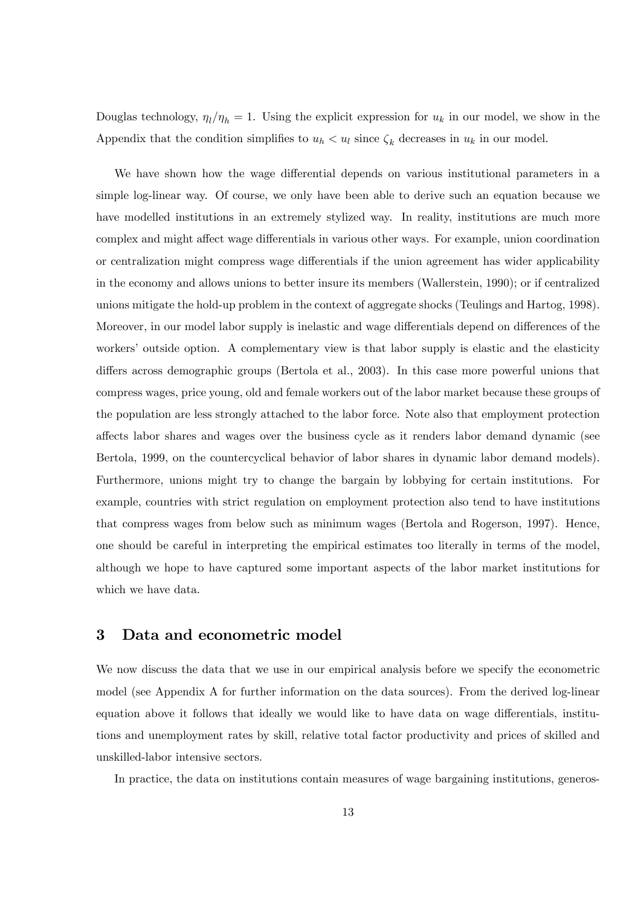Douglas technology, $\eta_l/\eta_h = 1$. Using the explicit expression for $u_k$ in our model, we show in the Appendix that the condition simplifies to $u_h < u_l$ since $\zeta_k$ decreases in $u_k$ in our model.

We have shown how the wage differential depends on various institutional parameters in a simple log-linear way. Of course, we only have been able to derive such an equation because we have modelled institutions in an extremely stylized way. In reality, institutions are much more complex and might affect wage differentials in various other ways. For example, union coordination or centralization might compress wage differentials if the union agreement has wider applicability in the economy and allows unions to better insure its members (Wallerstein, 1990); or if centralized unions mitigate the hold-up problem in the context of aggregate shocks (Teulings and Hartog, 1998). Moreover, in our model labor supply is inelastic and wage differentials depend on differences of the workers' outside option. A complementary view is that labor supply is elastic and the elasticity differs across demographic groups (Bertola et al., 2003). In this case more powerful unions that compress wages, price young, old and female workers out of the labor market because these groups of the population are less strongly attached to the labor force. Note also that employment protection affects labor shares and wages over the business cycle as it renders labor demand dynamic (see Bertola, 1999, on the countercyclical behavior of labor shares in dynamic labor demand models). Furthermore, unions might try to change the bargain by lobbying for certain institutions. For example, countries with strict regulation on employment protection also tend to have institutions that compress wages from below such as minimum wages (Bertola and Rogerson, 1997). Hence, one should be careful in interpreting the empirical estimates too literally in terms of the model, although we hope to have captured some important aspects of the labor market institutions for which we have data.

# 3 Data and econometric model

We now discuss the data that we use in our empirical analysis before we specify the econometric model (see Appendix A for further information on the data sources). From the derived log-linear equation above it follows that ideally we would like to have data on wage differentials, institutions and unemployment rates by skill, relative total factor productivity and prices of skilled and unskilled-labor intensive sectors.

In practice, the data on institutions contain measures of wage bargaining institutions, generos-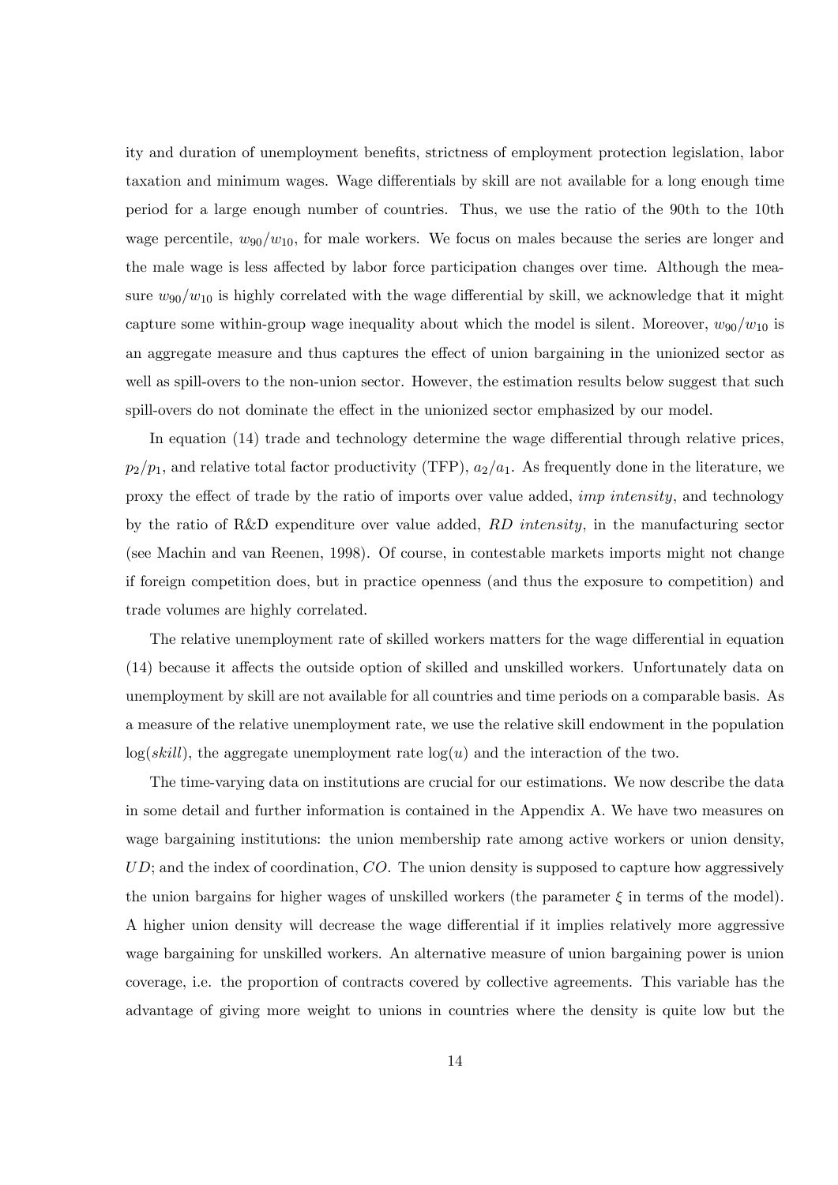ity and duration of unemployment benefits, strictness of employment protection legislation, labor taxation and minimum wages. Wage differentials by skill are not available for a long enough time period for a large enough number of countries. Thus, we use the ratio of the 90th to the 10th wage percentile, $w_{90}/w_{10}$, for male workers. We focus on males because the series are longer and the male wage is less affected by labor force participation changes over time. Although the measure $w_{90}/w_{10}$ is highly correlated with the wage differential by skill, we acknowledge that it might capture some within-group wage inequality about which the model is silent. Moreover, $w_{90}/w_{10}$ is an aggregate measure and thus captures the effect of union bargaining in the unionized sector as well as spill-overs to the non-union sector. However, the estimation results below suggest that such spill-overs do not dominate the effect in the unionized sector emphasized by our model.

In equation (14) trade and technology determine the wage differential through relative prices, $p_2/p_1$, and relative total factor productivity (TFP), $a_2/a_1$. As frequently done in the literature, we proxy the effect of trade by the ratio of imports over value added, *imp intensity*, and technology by the ratio of R&D expenditure over value added, *RD intensity*, in the manufacturing sector (see Machin and van Reenen, 1998). Of course, in contestable markets imports might not change if foreign competition does, but in practice openness (and thus the exposure to competition) and trade volumes are highly correlated.

The relative unemployment rate of skilled workers matters for the wage differential in equation (14) because it affects the outside option of skilled and unskilled workers. Unfortunately data on unemployment by skill are not available for all countries and time periods on a comparable basis. As a measure of the relative unemployment rate, we use the relative skill endowment in the population $\log(skill)$, the aggregate unemployment rate $\log(u)$ and the interaction of the two.

The time-varying data on institutions are crucial for our estimations. We now describe the data in some detail and further information is contained in the Appendix A. We have two measures on wage bargaining institutions: the union membership rate among active workers or union density, $UD$; and the index of coordination, $CO$. The union density is supposed to capture how aggressively the union bargains for higher wages of unskilled workers (the parameter $\xi$ in terms of the model). A higher union density will decrease the wage differential if it implies relatively more aggressive wage bargaining for unskilled workers. An alternative measure of union bargaining power is union coverage, i.e. the proportion of contracts covered by collective agreements. This variable has the advantage of giving more weight to unions in countries where the density is quite low but the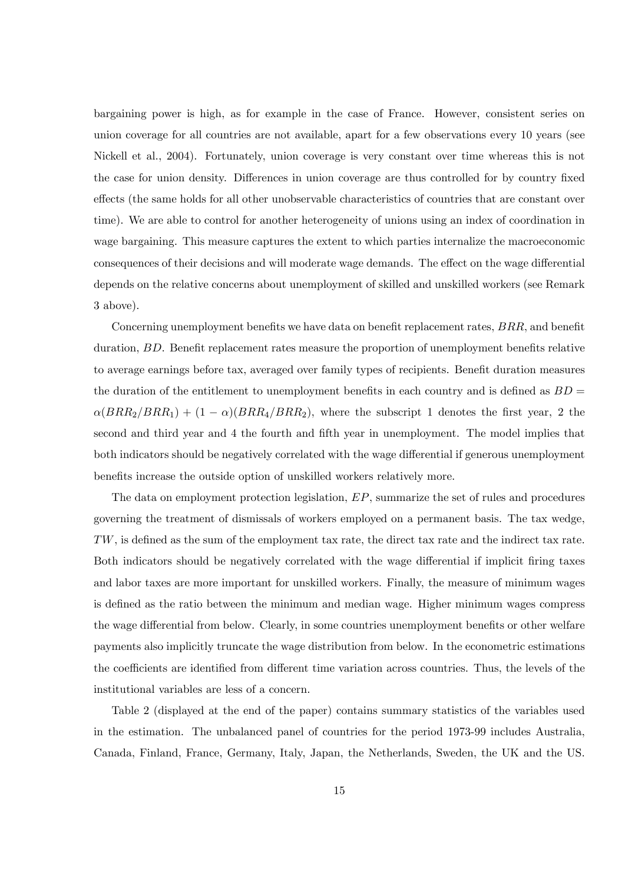bargaining power is high, as for example in the case of France. However, consistent series on union coverage for all countries are not available, apart for a few observations every 10 years (see Nickell et al., 2004). Fortunately, union coverage is very constant over time whereas this is not the case for union density. Differences in union coverage are thus controlled for by country fixed effects (the same holds for all other unobservable characteristics of countries that are constant over time). We are able to control for another heterogeneity of unions using an index of coordination in wage bargaining. This measure captures the extent to which parties internalize the macroeconomic consequences of their decisions and will moderate wage demands. The effect on the wage differential depends on the relative concerns about unemployment of skilled and unskilled workers (see Remark 3 above).

Concerning unemployment benefits we have data on benefit replacement rates, $BRR$, and benefit duration, $BD$. Benefit replacement rates measure the proportion of unemployment benefits relative to average earnings before tax, averaged over family types of recipients. Benefit duration measures the duration of the entitlement to unemployment benefits in each country and is defined as $BD = \alpha(BRR_2/BRR_1) + (1-\alpha)(BRR_4/BRR_2)$, where the subscript 1 denotes the first year, 2 the second and third year and 4 the fourth and fifth year in unemployment. The model implies that both indicators should be negatively correlated with the wage differential if generous unemployment benefits increase the outside option of unskilled workers relatively more.

The data on employment protection legislation, $EP$, summarize the set of rules and procedures governing the treatment of dismissals of workers employed on a permanent basis. The tax wedge, $TW$, is defined as the sum of the employment tax rate, the direct tax rate and the indirect tax rate. Both indicators should be negatively correlated with the wage differential if implicit firing taxes and labor taxes are more important for unskilled workers. Finally, the measure of minimum wages is defined as the ratio between the minimum and median wage. Higher minimum wages compress the wage differential from below. Clearly, in some countries unemployment benefits or other welfare payments also implicitly truncate the wage distribution from below. In the econometric estimations the coefficients are identified from different time variation across countries. Thus, the levels of the institutional variables are less of a concern.

Table 2 (displayed at the end of the paper) contains summary statistics of the variables used in the estimation. The unbalanced panel of countries for the period 1973-99 includes Australia, Canada, Finland, France, Germany, Italy, Japan, the Netherlands, Sweden, the UK and the US.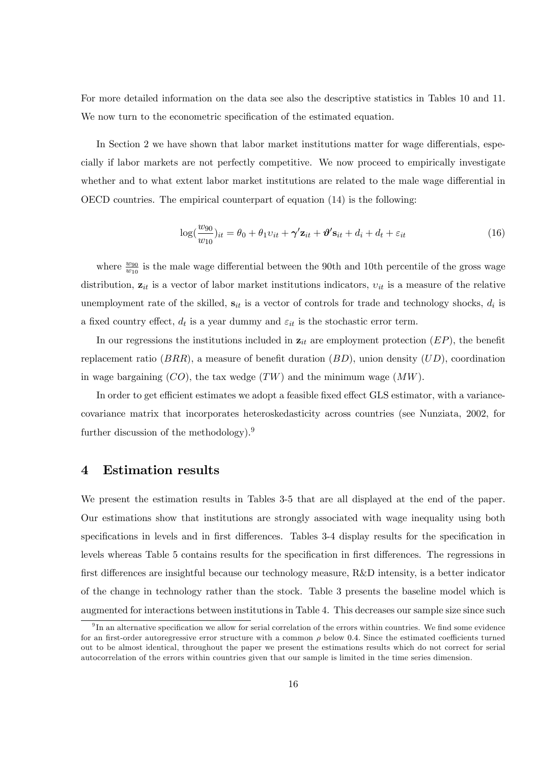For more detailed information on the data see also the descriptive statistics in Tables 10 and 11. We now turn to the econometric specification of the estimated equation.

In Section 2 we have shown that labor market institutions matter for wage differentials, especially if labor markets are not perfectly competitive. We now proceed to empirically investigate whether and to what extent labor market institutions are related to the male wage differential in OECD countries. The empirical counterpart of equation (14) is the following:

$$\log(\frac{w_{90}}{w_{10}})_{it} = \theta_0 + \theta_1 \upsilon_{it} + \boldsymbol{\gamma}'\mathbf{z}_{it} + \boldsymbol{\vartheta}'\mathbf{s}_{it} + d_i + d_t + \varepsilon_{it} \tag{16}$$

where $\frac{w_{90}}{w_{10}}$ is the male wage differential between the 90th and 10th percentile of the gross wage distribution, $\mathbf{z}_{it}$ is a vector of labor market institutions indicators, $\upsilon_{it}$ is a measure of the relative unemployment rate of the skilled, $\mathbf{s}_{it}$ is a vector of controls for trade and technology shocks, $d_i$ is a fixed country effect, $d_t$ is a year dummy and $\varepsilon_{it}$ is the stochastic error term.

In our regressions the institutions included in $\mathbf{z}_{it}$ are employment protection ($EP$), the benefit replacement ratio ($BRR$), a measure of benefit duration ($BD$), union density ($UD$), coordination in wage bargaining ($CO$), the tax wedge ($TW$) and the minimum wage ($MW$).

In order to get efficient estimates we adopt a feasible fixed effect GLS estimator, with a variance-covariance matrix that incorporates heteroskedasticity across countries (see Nunziata, 2002, for further discussion of the methodology).[9]

# 4 Estimation results

We present the estimation results in Tables 3-5 that are all displayed at the end of the paper. Our estimations show that institutions are strongly associated with wage inequality using both specifications in levels and in first differences. Tables 3-4 display results for the specification in levels whereas Table 5 contains results for the specification in first differences. The regressions in first differences are insightful because our technology measure, R&D intensity, is a better indicator of the change in technology rather than the stock. Table 3 presents the baseline model which is augmented for interactions between institutions in Table 4. This decreases our sample size since such

[9] In an alternative specification we allow for serial correlation of the errors within countries. We find some evidence for an first-order autoregressive error structure with a common $\rho$ below 0.4. Since the estimated coefficients turned out to be almost identical, throughout the paper we present the estimations results which do not correct for serial autocorrelation of the errors within countries given that our sample is limited in the time series dimension.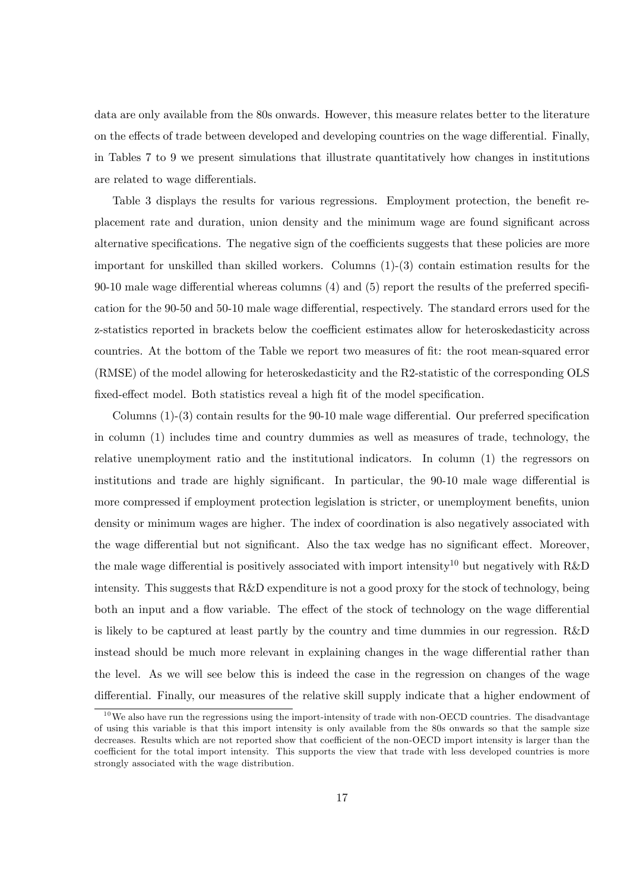data are only available from the 80s onwards. However, this measure relates better to the literature on the effects of trade between developed and developing countries on the wage differential. Finally, in Tables 7 to 9 we present simulations that illustrate quantitatively how changes in institutions are related to wage differentials.

Table 3 displays the results for various regressions. Employment protection, the benefit replacement rate and duration, union density and the minimum wage are found significant across alternative specifications. The negative sign of the coefficients suggests that these policies are more important for unskilled than skilled workers. Columns (1)-(3) contain estimation results for the 90-10 male wage differential whereas columns (4) and (5) report the results of the preferred specification for the 90-50 and 50-10 male wage differential, respectively. The standard errors used for the z-statistics reported in brackets below the coefficient estimates allow for heteroskedasticity across countries. At the bottom of the Table we report two measures of fit: the root mean-squared error (RMSE) of the model allowing for heteroskedasticity and the R2-statistic of the corresponding OLS fixed-effect model. Both statistics reveal a high fit of the model specification.

Columns (1)-(3) contain results for the 90-10 male wage differential. Our preferred specification in column (1) includes time and country dummies as well as measures of trade, technology, the relative unemployment ratio and the institutional indicators. In column (1) the regressors on institutions and trade are highly significant. In particular, the 90-10 male wage differential is more compressed if employment protection legislation is stricter, or unemployment benefits, union density or minimum wages are higher. The index of coordination is also negatively associated with the wage differential but not significant. Also the tax wedge has no significant effect. Moreover, the male wage differential is positively associated with import intensity[10] but negatively with R&D intensity. This suggests that R&D expenditure is not a good proxy for the stock of technology, being both an input and a flow variable. The effect of the stock of technology on the wage differential is likely to be captured at least partly by the country and time dummies in our regression. R&D instead should be much more relevant in explaining changes in the wage differential rather than the level. As we will see below this is indeed the case in the regression on changes of the wage differential. Finally, our measures of the relative skill supply indicate that a higher endowment of

[10] We also have run the regressions using the import-intensity of trade with non-OECD countries. The disadvantage of using this variable is that this import intensity is only available from the 80s onwards so that the sample size decreases. Results which are not reported show that coefficient of the non-OECD import intensity is larger than the coefficient for the total import intensity. This supports the view that trade with less developed countries is more strongly associated with the wage distribution.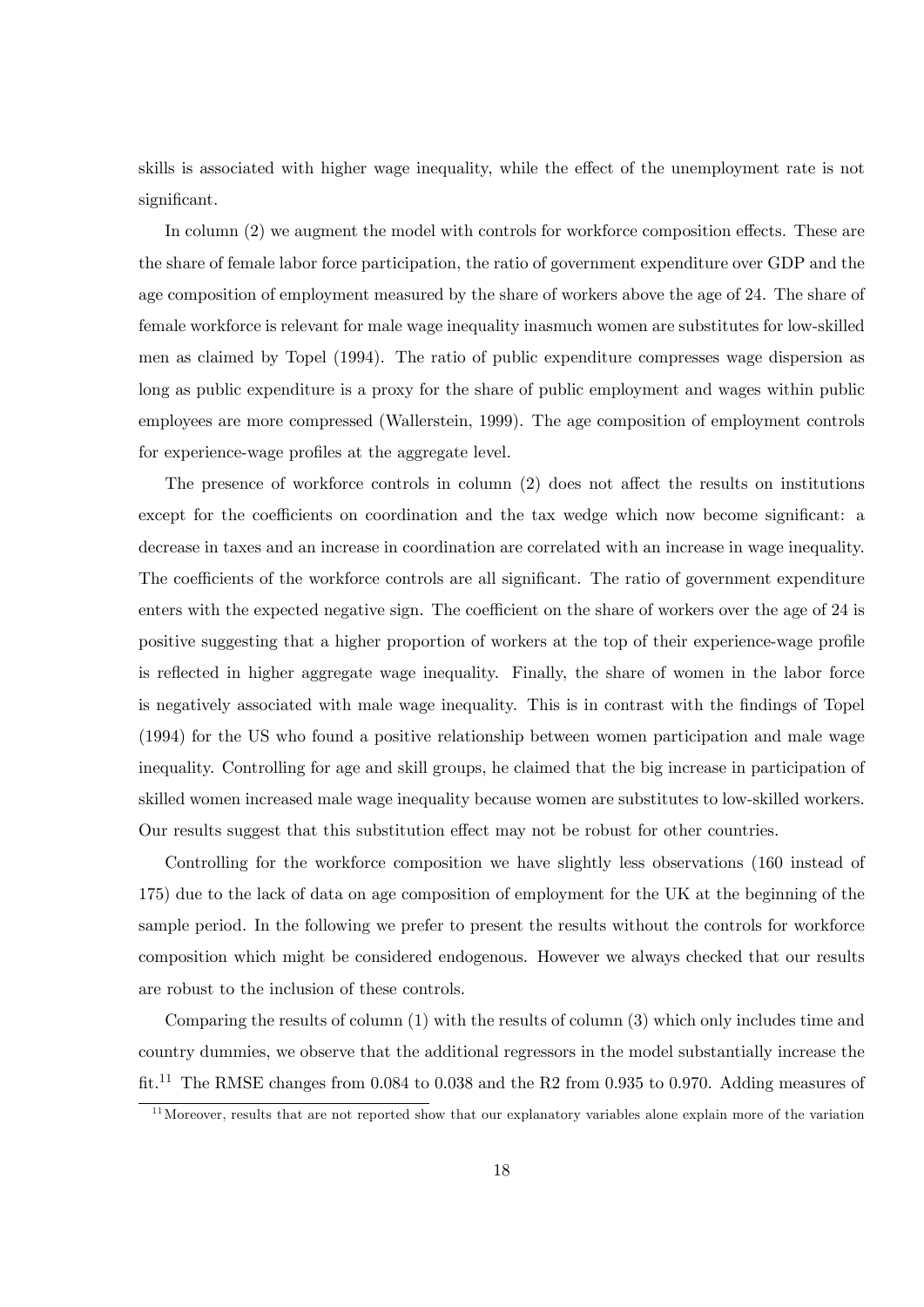skills is associated with higher wage inequality, while the effect of the unemployment rate is not significant.

In column (2) we augment the model with controls for workforce composition effects. These are the share of female labor force participation, the ratio of government expenditure over GDP and the age composition of employment measured by the share of workers above the age of 24. The share of female workforce is relevant for male wage inequality inasmuch women are substitutes for low-skilled men as claimed by Topel (1994). The ratio of public expenditure compresses wage dispersion as long as public expenditure is a proxy for the share of public employment and wages within public employees are more compressed (Wallerstein, 1999). The age composition of employment controls for experience-wage profiles at the aggregate level.

The presence of workforce controls in column (2) does not affect the results on institutions except for the coefficients on coordination and the tax wedge which now become significant: a decrease in taxes and an increase in coordination are correlated with an increase in wage inequality. The coefficients of the workforce controls are all significant. The ratio of government expenditure enters with the expected negative sign. The coefficient on the share of workers over the age of 24 is positive suggesting that a higher proportion of workers at the top of their experience-wage profile is reflected in higher aggregate wage inequality. Finally, the share of women in the labor force is negatively associated with male wage inequality. This is in contrast with the findings of Topel (1994) for the US who found a positive relationship between women participation and male wage inequality. Controlling for age and skill groups, he claimed that the big increase in participation of skilled women increased male wage inequality because women are substitutes to low-skilled workers. Our results suggest that this substitution effect may not be robust for other countries.

Controlling for the workforce composition we have slightly less observations (160 instead of 175) due to the lack of data on age composition of employment for the UK at the beginning of the sample period. In the following we prefer to present the results without the controls for workforce composition which might be considered endogenous. However we always checked that our results are robust to the inclusion of these controls.

Comparing the results of column (1) with the results of column (3) which only includes time and country dummies, we observe that the additional regressors in the model substantially increase the fit.[11] The RMSE changes from 0.084 to 0.038 and the R2 from 0.935 to 0.970. Adding measures of

[11] Moreover, results that are not reported show that our explanatory variables alone explain more of the variation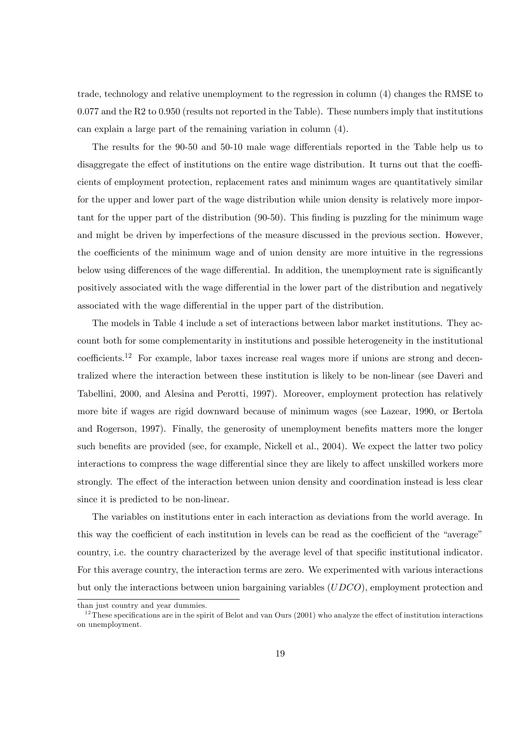trade, technology and relative unemployment to the regression in column (4) changes the RMSE to 0.077 and the R2 to 0.950 (results not reported in the Table). These numbers imply that institutions can explain a large part of the remaining variation in column (4).

The results for the 90-50 and 50-10 male wage differentials reported in the Table help us to disaggregate the effect of institutions on the entire wage distribution. It turns out that the coefficients of employment protection, replacement rates and minimum wages are quantitatively similar for the upper and lower part of the wage distribution while union density is relatively more important for the upper part of the distribution (90-50). This finding is puzzling for the minimum wage and might be driven by imperfections of the measure discussed in the previous section. However, the coefficients of the minimum wage and of union density are more intuitive in the regressions below using differences of the wage differential. In addition, the unemployment rate is significantly positively associated with the wage differential in the lower part of the distribution and negatively associated with the wage differential in the upper part of the distribution.

The models in Table 4 include a set of interactions between labor market institutions. They account both for some complementarity in institutions and possible heterogeneity in the institutional coefficients.[12] For example, labor taxes increase real wages more if unions are strong and decentralized where the interaction between these institution is likely to be non-linear (see Daveri and Tabellini, 2000, and Alesina and Perotti, 1997). Moreover, employment protection has relatively more bite if wages are rigid downward because of minimum wages (see Lazear, 1990, or Bertola and Rogerson, 1997). Finally, the generosity of unemployment benefits matters more the longer such benefits are provided (see, for example, Nickell et al., 2004). We expect the latter two policy interactions to compress the wage differential since they are likely to affect unskilled workers more strongly. The effect of the interaction between union density and coordination instead is less clear since it is predicted to be non-linear.

The variables on institutions enter in each interaction as deviations from the world average. In this way the coefficient of each institution in levels can be read as the coefficient of the "average" country, i.e. the country characterized by the average level of that specific institutional indicator. For this average country, the interaction terms are zero. We experimented with various interactions but only the interactions between union bargaining variables ($UDCO$), employment protection and

than just country and year dummies.

[12] These specifications are in the spirit of Belot and van Ours (2001) who analyze the effect of institution interactions on unemployment.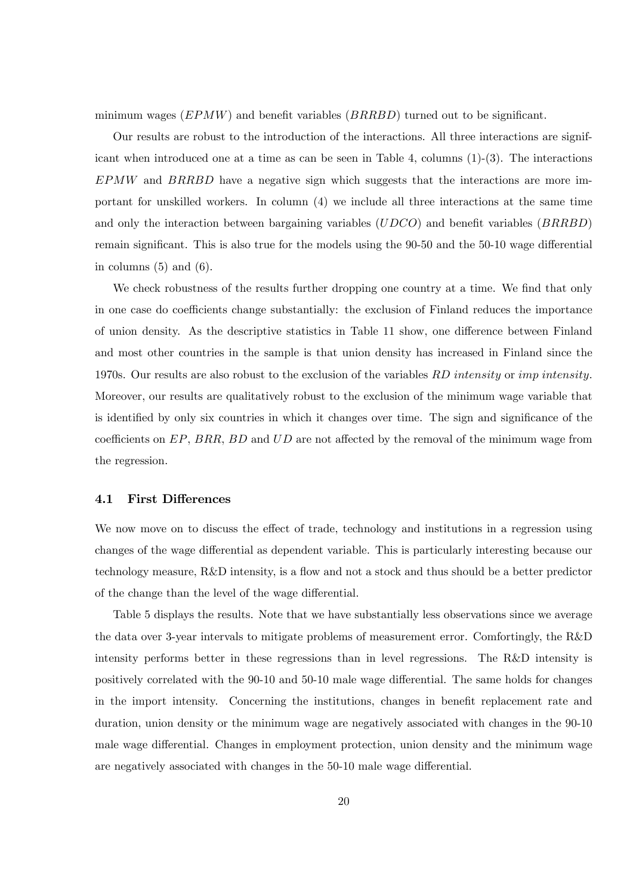minimum wages ($EPMW$) and benefit variables ($BRRBD$) turned out to be significant.

Our results are robust to the introduction of the interactions. All three interactions are significant when introduced one at a time as can be seen in Table 4, columns (1)-(3). The interactions $EPMW$ and $BRRBD$ have a negative sign which suggests that the interactions are more important for unskilled workers. In column (4) we include all three interactions at the same time and only the interaction between bargaining variables ($UDCO$) and benefit variables ($BRRBD$) remain significant. This is also true for the models using the 90-50 and the 50-10 wage differential in columns (5) and (6).

We check robustness of the results further dropping one country at a time. We find that only in one case do coefficients change substantially: the exclusion of Finland reduces the importance of union density. As the descriptive statistics in Table 11 show, one difference between Finland and most other countries in the sample is that union density has increased in Finland since the 1970s. Our results are also robust to the exclusion of the variables *RD intensity* or *imp intensity*. Moreover, our results are qualitatively robust to the exclusion of the minimum wage variable that is identified by only six countries in which it changes over time. The sign and significance of the coefficients on $EP$, $BRR$, $BD$ and $UD$ are not affected by the removal of the minimum wage from the regression.

### 4.1 First Differences

We now move on to discuss the effect of trade, technology and institutions in a regression using changes of the wage differential as dependent variable. This is particularly interesting because our technology measure, R&D intensity, is a flow and not a stock and thus should be a better predictor of the change than the level of the wage differential.

Table 5 displays the results. Note that we have substantially less observations since we average the data over 3-year intervals to mitigate problems of measurement error. Comfortingly, the R&D intensity performs better in these regressions than in level regressions. The R&D intensity is positively correlated with the 90-10 and 50-10 male wage differential. The same holds for changes in the import intensity. Concerning the institutions, changes in benefit replacement rate and duration, union density or the minimum wage are negatively associated with changes in the 90-10 male wage differential. Changes in employment protection, union density and the minimum wage are negatively associated with changes in the 50-10 male wage differential.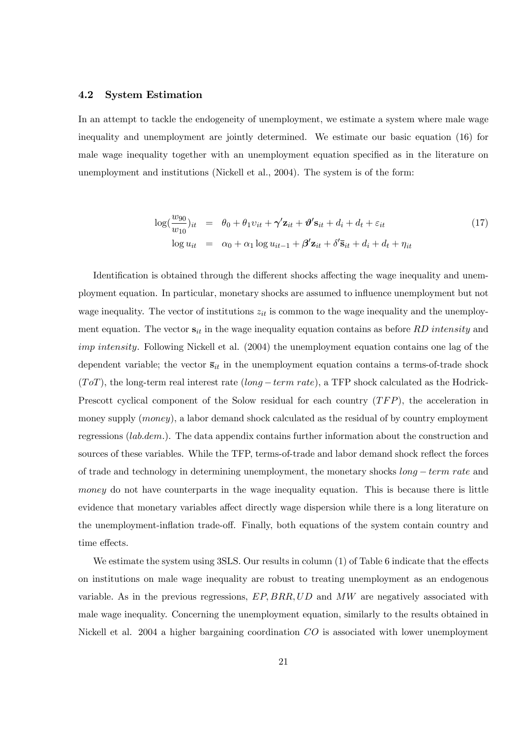### 4.2 System Estimation

In an attempt to tackle the endogeneity of unemployment, we estimate a system where male wage inequality and unemployment are jointly determined. We estimate our basic equation (16) for male wage inequality together with an unemployment equation specified as in the literature on unemployment and institutions (Nickell et al., 2004). The system is of the form:

$$
\begin{aligned}
\log(\frac{w_{90}}{w_{10}})_{it} &= \theta_0 + \theta_1 \upsilon_{it} + \boldsymbol{\gamma}'\mathbf{z}_{it} + \boldsymbol{\vartheta}'\mathbf{s}_{it} + d_i + d_t + \varepsilon_{it} \\
\log u_{it} &= \alpha_0 + \alpha_1 \log u_{it-1} + \boldsymbol{\beta}'\mathbf{z}_{it} + \delta'\overline{\mathbf{s}}_{it} + d_i + d_t + \eta_{it}
\end{aligned} \tag{17}
$$

Identification is obtained through the different shocks affecting the wage inequality and unemployment equation. In particular, monetary shocks are assumed to influence unemployment but not wage inequality. The vector of institutions $z_{it}$ is common to the wage inequality and the unemployment equation. The vector $\mathbf{s}_{it}$ in the wage inequality equation contains as before *RD intensity* and *imp intensity*. Following Nickell et al. (2004) the unemployment equation contains one lag of the dependent variable; the vector $\overline{\mathbf{s}}_{it}$ in the unemployment equation contains a terms-of-trade shock ($ToT$), the long-term real interest rate ($long-term\ rate$), a TFP shock calculated as the Hodrick-Prescott cyclical component of the Solow residual for each country ($TFP$), the acceleration in money supply (*money*), a labor demand shock calculated as the residual of by country employment regressions (*lab.dem.*). The data appendix contains further information about the construction and sources of these variables. While the TFP, terms-of-trade and labor demand shock reflect the forces of trade and technology in determining unemployment, the monetary shocks $long-term\ rate$ and *money* do not have counterparts in the wage inequality equation. This is because there is little evidence that monetary variables affect directly wage dispersion while there is a long literature on the unemployment-inflation trade-off. Finally, both equations of the system contain country and time effects.

We estimate the system using 3SLS. Our results in column (1) of Table 6 indicate that the effects on institutions on male wage inequality are robust to treating unemployment as an endogenous variable. As in the previous regressions, $EP, BRR, UD$ and $MW$ are negatively associated with male wage inequality. Concerning the unemployment equation, similarly to the results obtained in Nickell et al. 2004 a higher bargaining coordination $CO$ is associated with lower unemployment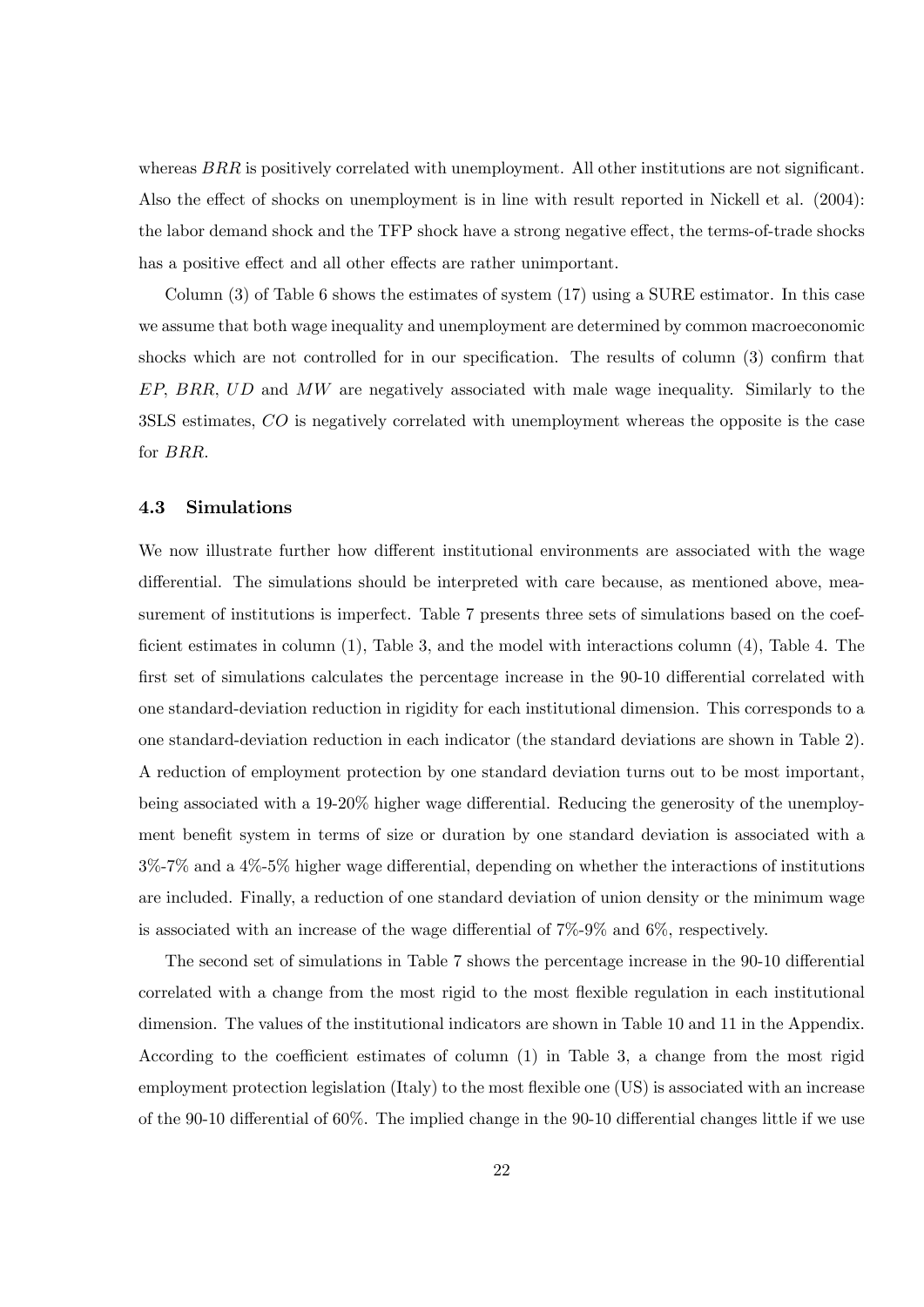whereas $BRR$ is positively correlated with unemployment. All other institutions are not significant. Also the effect of shocks on unemployment is in line with result reported in Nickell et al. (2004): the labor demand shock and the TFP shock have a strong negative effect, the terms-of-trade shocks has a positive effect and all other effects are rather unimportant.

Column (3) of Table 6 shows the estimates of system (17) using a SURE estimator. In this case we assume that both wage inequality and unemployment are determined by common macroeconomic shocks which are not controlled for in our specification. The results of column (3) confirm that $EP$, $BRR$, $UD$ and $MW$ are negatively associated with male wage inequality. Similarly to the 3SLS estimates, $CO$ is negatively correlated with unemployment whereas the opposite is the case for $BRR$.

### 4.3 Simulations

We now illustrate further how different institutional environments are associated with the wage differential. The simulations should be interpreted with care because, as mentioned above, measurement of institutions is imperfect. Table 7 presents three sets of simulations based on the coefficient estimates in column (1), Table 3, and the model with interactions column (4), Table 4. The first set of simulations calculates the percentage increase in the 90-10 differential correlated with one standard-deviation reduction in rigidity for each institutional dimension. This corresponds to a one standard-deviation reduction in each indicator (the standard deviations are shown in Table 2). A reduction of employment protection by one standard deviation turns out to be most important, being associated with a 19-20% higher wage differential. Reducing the generosity of the unemployment benefit system in terms of size or duration by one standard deviation is associated with a 3%-7% and a 4%-5% higher wage differential, depending on whether the interactions of institutions are included. Finally, a reduction of one standard deviation of union density or the minimum wage is associated with an increase of the wage differential of 7%-9% and 6%, respectively.

The second set of simulations in Table 7 shows the percentage increase in the 90-10 differential correlated with a change from the most rigid to the most flexible regulation in each institutional dimension. The values of the institutional indicators are shown in Table 10 and 11 in the Appendix. According to the coefficient estimates of column (1) in Table 3, a change from the most rigid employment protection legislation (Italy) to the most flexible one (US) is associated with an increase of the 90-10 differential of 60%. The implied change in the 90-10 differential changes little if we use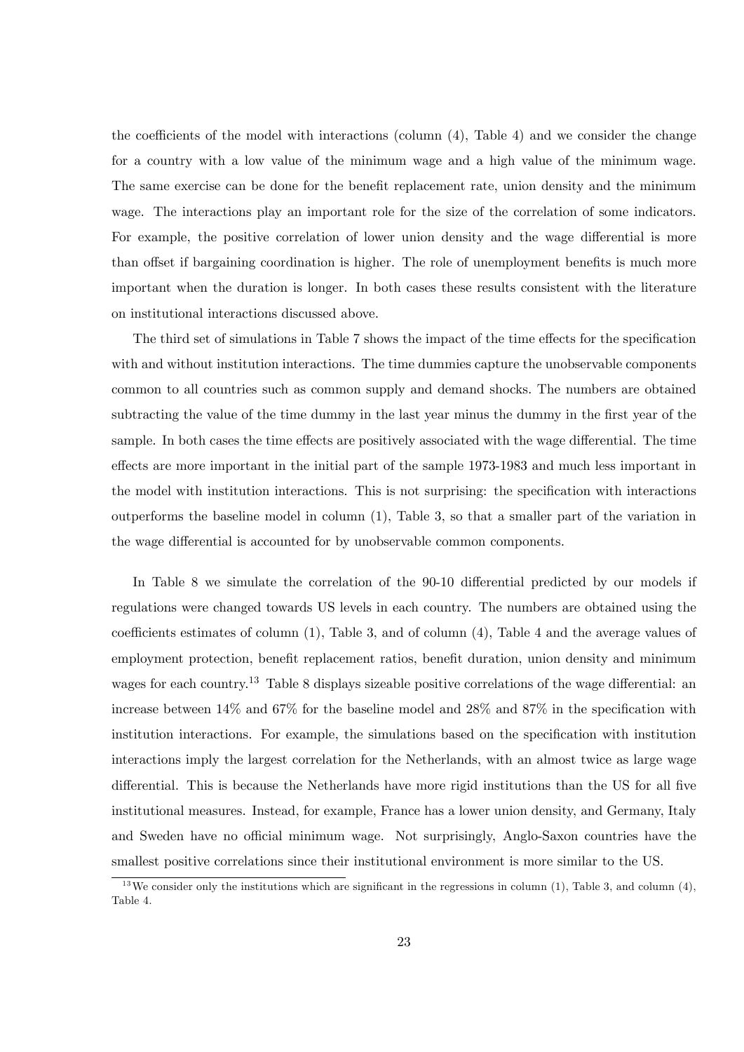the coefficients of the model with interactions (column (4), Table 4) and we consider the change for a country with a low value of the minimum wage and a high value of the minimum wage. The same exercise can be done for the benefit replacement rate, union density and the minimum wage. The interactions play an important role for the size of the correlation of some indicators. For example, the positive correlation of lower union density and the wage differential is more than offset if bargaining coordination is higher. The role of unemployment benefits is much more important when the duration is longer. In both cases these results consistent with the literature on institutional interactions discussed above.

The third set of simulations in Table 7 shows the impact of the time effects for the specification with and without institution interactions. The time dummies capture the unobservable components common to all countries such as common supply and demand shocks. The numbers are obtained subtracting the value of the time dummy in the last year minus the dummy in the first year of the sample. In both cases the time effects are positively associated with the wage differential. The time effects are more important in the initial part of the sample 1973-1983 and much less important in the model with institution interactions. This is not surprising: the specification with interactions outperforms the baseline model in column (1), Table 3, so that a smaller part of the variation in the wage differential is accounted for by unobservable common components.

In Table 8 we simulate the correlation of the 90-10 differential predicted by our models if regulations were changed towards US levels in each country. The numbers are obtained using the coefficients estimates of column (1), Table 3, and of column (4), Table 4 and the average values of employment protection, benefit replacement ratios, benefit duration, union density and minimum wages for each country.[13] Table 8 displays sizeable positive correlations of the wage differential: an increase between 14% and 67% for the baseline model and 28% and 87% in the specification with institution interactions. For example, the simulations based on the specification with institution interactions imply the largest correlation for the Netherlands, with an almost twice as large wage differential. This is because the Netherlands have more rigid institutions than the US for all five institutional measures. Instead, for example, France has a lower union density, and Germany, Italy and Sweden have no official minimum wage. Not surprisingly, Anglo-Saxon countries have the smallest positive correlations since their institutional environment is more similar to the US.

[13] We consider only the institutions which are significant in the regressions in column (1), Table 3, and column (4), Table 4.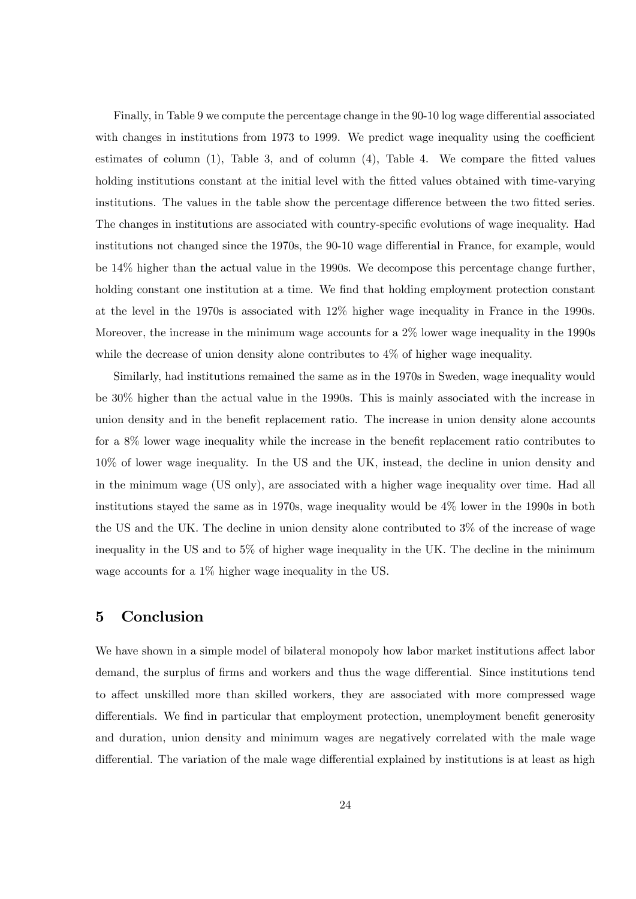Finally, in Table 9 we compute the percentage change in the 90-10 log wage differential associated with changes in institutions from 1973 to 1999. We predict wage inequality using the coefficient estimates of column (1), Table 3, and of column (4), Table 4. We compare the fitted values holding institutions constant at the initial level with the fitted values obtained with time-varying institutions. The values in the table show the percentage difference between the two fitted series. The changes in institutions are associated with country-specific evolutions of wage inequality. Had institutions not changed since the 1970s, the 90-10 wage differential in France, for example, would be 14% higher than the actual value in the 1990s. We decompose this percentage change further, holding constant one institution at a time. We find that holding employment protection constant at the level in the 1970s is associated with 12% higher wage inequality in France in the 1990s. Moreover, the increase in the minimum wage accounts for a 2% lower wage inequality in the 1990s while the decrease of union density alone contributes to 4% of higher wage inequality.

Similarly, had institutions remained the same as in the 1970s in Sweden, wage inequality would be 30% higher than the actual value in the 1990s. This is mainly associated with the increase in union density and in the benefit replacement ratio. The increase in union density alone accounts for a 8% lower wage inequality while the increase in the benefit replacement ratio contributes to 10% of lower wage inequality. In the US and the UK, instead, the decline in union density and in the minimum wage (US only), are associated with a higher wage inequality over time. Had all institutions stayed the same as in 1970s, wage inequality would be 4% lower in the 1990s in both the US and the UK. The decline in union density alone contributed to 3% of the increase of wage inequality in the US and to 5% of higher wage inequality in the UK. The decline in the minimum wage accounts for a 1% higher wage inequality in the US.

## 5 Conclusion

We have shown in a simple model of bilateral monopoly how labor market institutions affect labor demand, the surplus of firms and workers and thus the wage differential. Since institutions tend to affect unskilled more than skilled workers, they are associated with more compressed wage differentials. We find in particular that employment protection, unemployment benefit generosity and duration, union density and minimum wages are negatively correlated with the male wage differential. The variation of the male wage differential explained by institutions is at least as high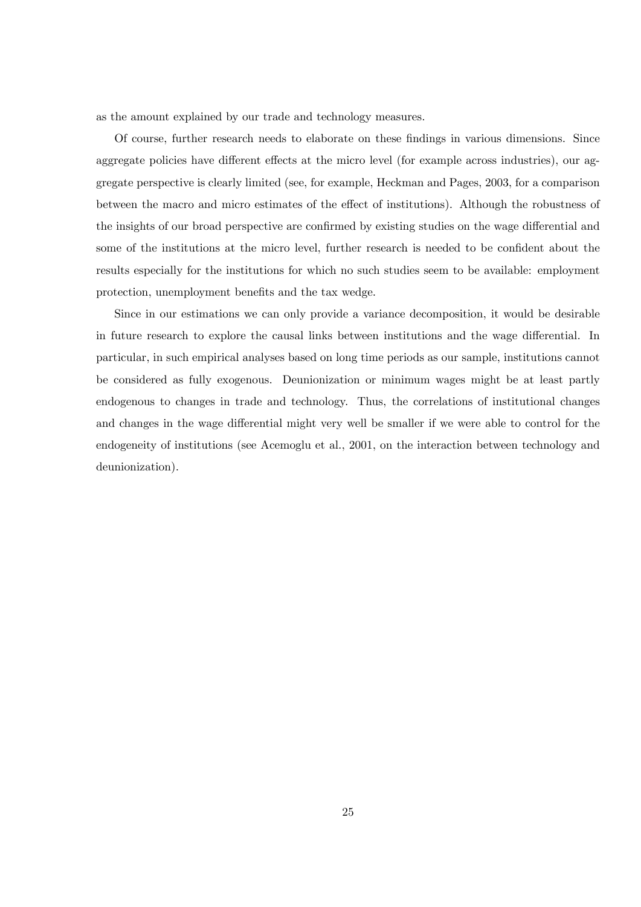as the amount explained by our trade and technology measures.

Of course, further research needs to elaborate on these findings in various dimensions. Since aggregate policies have different effects at the micro level (for example across industries), our aggregate perspective is clearly limited (see, for example, Heckman and Pages, 2003, for a comparison between the macro and micro estimates of the effect of institutions). Although the robustness of the insights of our broad perspective are confirmed by existing studies on the wage differential and some of the institutions at the micro level, further research is needed to be confident about the results especially for the institutions for which no such studies seem to be available: employment protection, unemployment benefits and the tax wedge.

Since in our estimations we can only provide a variance decomposition, it would be desirable in future research to explore the causal links between institutions and the wage differential. In particular, in such empirical analyses based on long time periods as our sample, institutions cannot be considered as fully exogenous. Deunionization or minimum wages might be at least partly endogenous to changes in trade and technology. Thus, the correlations of institutional changes and changes in the wage differential might very well be smaller if we were able to control for the endogeneity of institutions (see Acemoglu et al., 2001, on the interaction between technology and deunionization).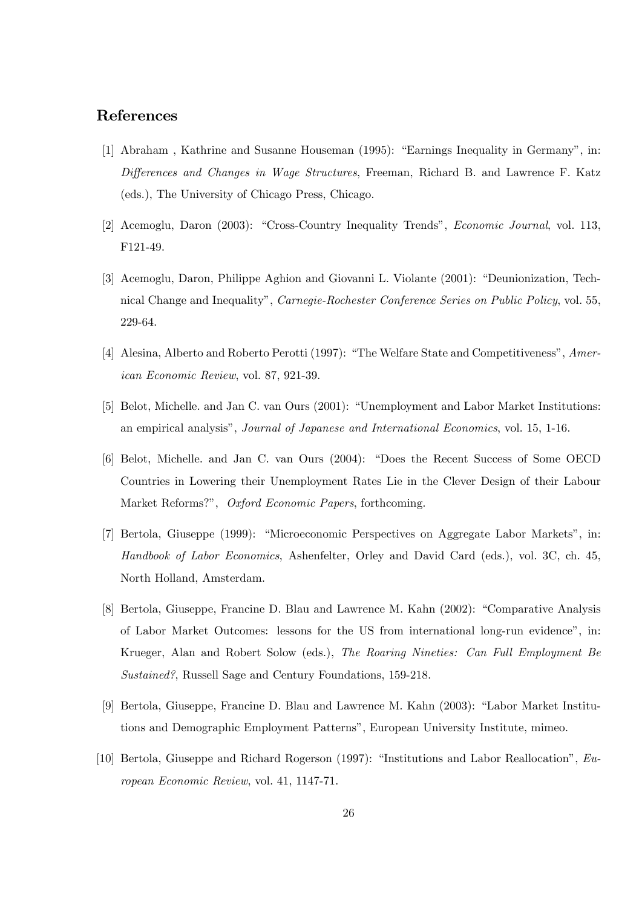## References

[1] Abraham , Kathrine and Susanne Houseman (1995): "Earnings Inequality in Germany", in: *Differences and Changes in Wage Structures*, Freeman, Richard B. and Lawrence F. Katz (eds.), The University of Chicago Press, Chicago.

[2] Acemoglu, Daron (2003): "Cross-Country Inequality Trends", *Economic Journal*, vol. 113, F121-49.

[3] Acemoglu, Daron, Philippe Aghion and Giovanni L. Violante (2001): "Deunionization, Technical Change and Inequality", *Carnegie-Rochester Conference Series on Public Policy*, vol. 55, 229-64.

[4] Alesina, Alberto and Roberto Perotti (1997): "The Welfare State and Competitiveness", *American Economic Review*, vol. 87, 921-39.

[5] Belot, Michelle. and Jan C. van Ours (2001): "Unemployment and Labor Market Institutions: an empirical analysis", *Journal of Japanese and International Economics*, vol. 15, 1-16.

[6] Belot, Michelle. and Jan C. van Ours (2004): "Does the Recent Success of Some OECD Countries in Lowering their Unemployment Rates Lie in the Clever Design of their Labour Market Reforms?", *Oxford Economic Papers*, forthcoming.

[7] Bertola, Giuseppe (1999): "Microeconomic Perspectives on Aggregate Labor Markets", in: *Handbook of Labor Economics*, Ashenfelter, Orley and David Card (eds.), vol. 3C, ch. 45, North Holland, Amsterdam.

[8] Bertola, Giuseppe, Francine D. Blau and Lawrence M. Kahn (2002): "Comparative Analysis of Labor Market Outcomes: lessons for the US from international long-run evidence", in: Krueger, Alan and Robert Solow (eds.), *The Roaring Nineties: Can Full Employment Be Sustained?*, Russell Sage and Century Foundations, 159-218.

[9] Bertola, Giuseppe, Francine D. Blau and Lawrence M. Kahn (2003): "Labor Market Institutions and Demographic Employment Patterns", European University Institute, mimeo.

[10] Bertola, Giuseppe and Richard Rogerson (1997): "Institutions and Labor Reallocation", *European Economic Review*, vol. 41, 1147-71.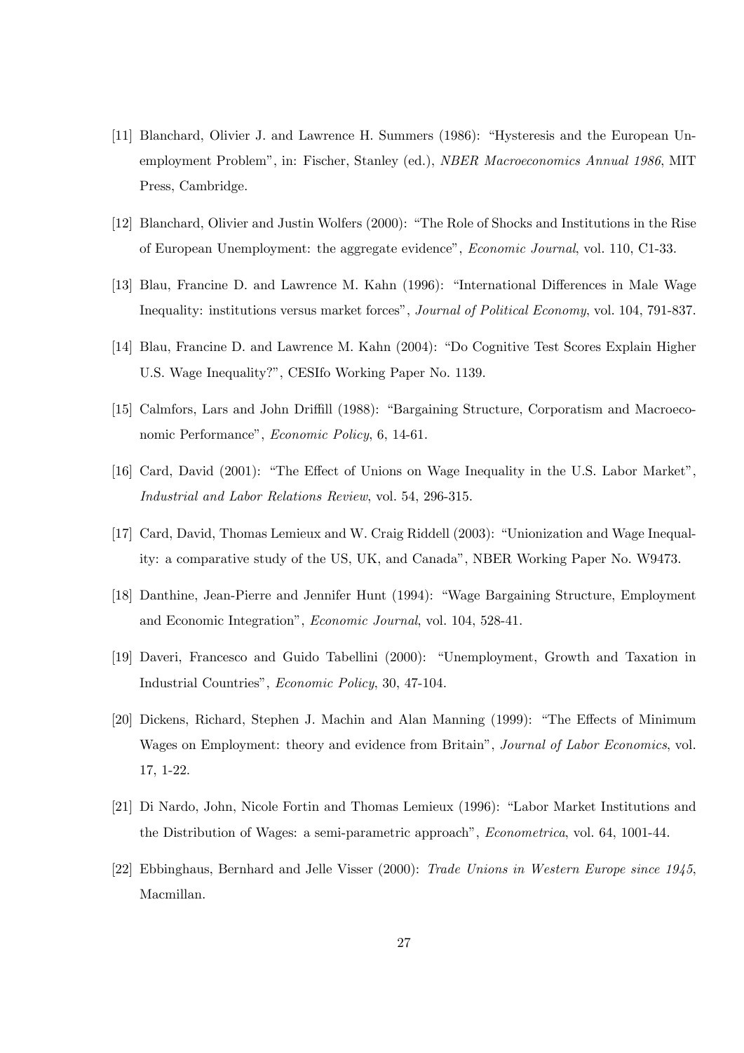[11] Blanchard, Olivier J. and Lawrence H. Summers (1986): "Hysteresis and the European Unemployment Problem", in: Fischer, Stanley (ed.), *NBER Macroeconomics Annual 1986*, MIT Press, Cambridge.

[12] Blanchard, Olivier and Justin Wolfers (2000): "The Role of Shocks and Institutions in the Rise of European Unemployment: the aggregate evidence", *Economic Journal*, vol. 110, C1-33.

[13] Blau, Francine D. and Lawrence M. Kahn (1996): "International Differences in Male Wage Inequality: institutions versus market forces", *Journal of Political Economy*, vol. 104, 791-837.

[14] Blau, Francine D. and Lawrence M. Kahn (2004): "Do Cognitive Test Scores Explain Higher U.S. Wage Inequality?", CESIfo Working Paper No. 1139.

[15] Calmfors, Lars and John Driffill (1988): "Bargaining Structure, Corporatism and Macroeconomic Performance", *Economic Policy*, 6, 14-61.

[16] Card, David (2001): "The Effect of Unions on Wage Inequality in the U.S. Labor Market", *Industrial and Labor Relations Review*, vol. 54, 296-315.

[17] Card, David, Thomas Lemieux and W. Craig Riddell (2003): "Unionization and Wage Inequality: a comparative study of the US, UK, and Canada", NBER Working Paper No. W9473.

[18] Danthine, Jean-Pierre and Jennifer Hunt (1994): "Wage Bargaining Structure, Employment and Economic Integration", *Economic Journal*, vol. 104, 528-41.

[19] Daveri, Francesco and Guido Tabellini (2000): "Unemployment, Growth and Taxation in Industrial Countries", *Economic Policy*, 30, 47-104.

[20] Dickens, Richard, Stephen J. Machin and Alan Manning (1999): "The Effects of Minimum Wages on Employment: theory and evidence from Britain", *Journal of Labor Economics*, vol. 17, 1-22.

[21] Di Nardo, John, Nicole Fortin and Thomas Lemieux (1996): "Labor Market Institutions and the Distribution of Wages: a semi-parametric approach", *Econometrica*, vol. 64, 1001-44.

[22] Ebbinghaus, Bernhard and Jelle Visser (2000): *Trade Unions in Western Europe since 1945*, Macmillan.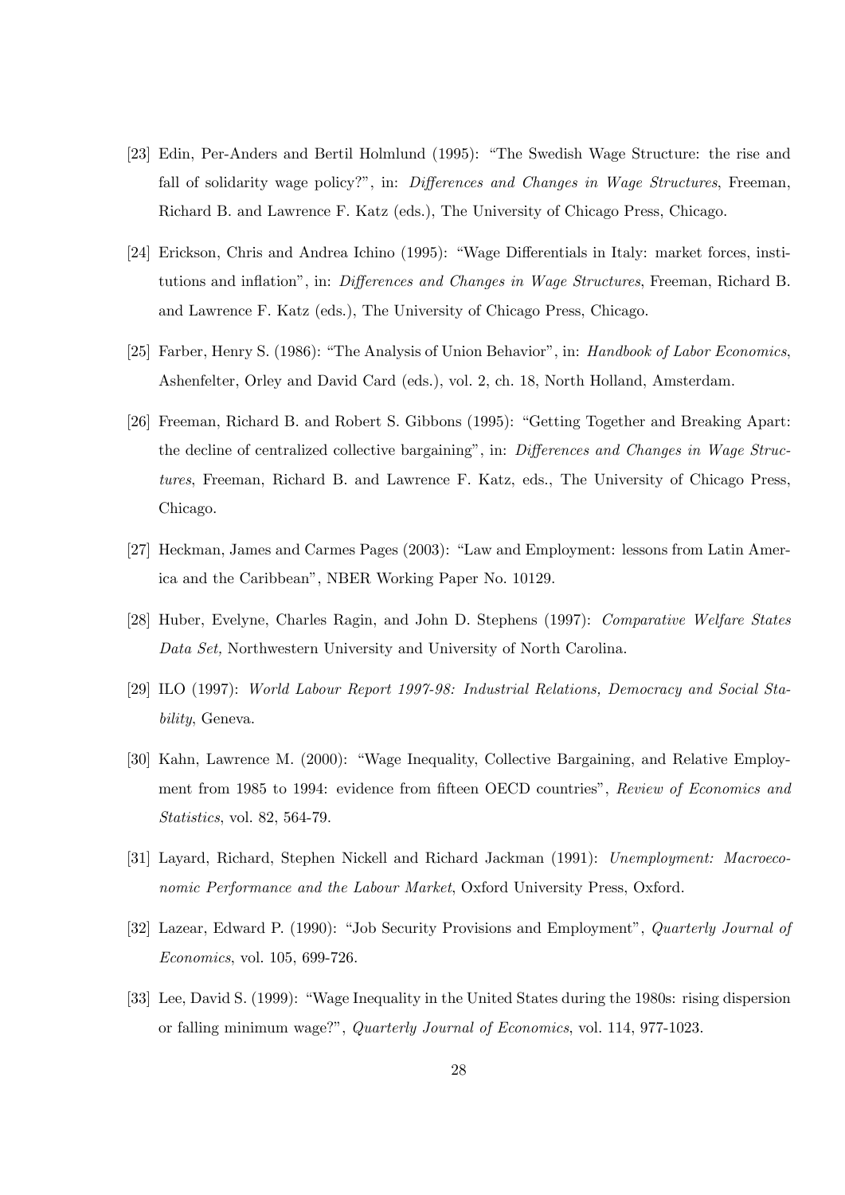[23] Edin, Per-Anders and Bertil Holmlund (1995): "The Swedish Wage Structure: the rise and fall of solidarity wage policy?", in: *Differences and Changes in Wage Structures*, Freeman, Richard B. and Lawrence F. Katz (eds.), The University of Chicago Press, Chicago.

[24] Erickson, Chris and Andrea Ichino (1995): "Wage Differentials in Italy: market forces, institutions and inflation", in: *Differences and Changes in Wage Structures*, Freeman, Richard B. and Lawrence F. Katz (eds.), The University of Chicago Press, Chicago.

[25] Farber, Henry S. (1986): "The Analysis of Union Behavior", in: *Handbook of Labor Economics*, Ashenfelter, Orley and David Card (eds.), vol. 2, ch. 18, North Holland, Amsterdam.

[26] Freeman, Richard B. and Robert S. Gibbons (1995): "Getting Together and Breaking Apart: the decline of centralized collective bargaining", in: *Differences and Changes in Wage Structures*, Freeman, Richard B. and Lawrence F. Katz, eds., The University of Chicago Press, Chicago.

[27] Heckman, James and Carmes Pages (2003): "Law and Employment: lessons from Latin America and the Caribbean", NBER Working Paper No. 10129.

[28] Huber, Evelyne, Charles Ragin, and John D. Stephens (1997): *Comparative Welfare States Data Set,* Northwestern University and University of North Carolina.

[29] ILO (1997): *World Labour Report 1997-98: Industrial Relations, Democracy and Social Stability*, Geneva.

[30] Kahn, Lawrence M. (2000): "Wage Inequality, Collective Bargaining, and Relative Employment from 1985 to 1994: evidence from fifteen OECD countries", *Review of Economics and Statistics*, vol. 82, 564-79.

[31] Layard, Richard, Stephen Nickell and Richard Jackman (1991): *Unemployment: Macroeconomic Performance and the Labour Market*, Oxford University Press, Oxford.

[32] Lazear, Edward P. (1990): "Job Security Provisions and Employment", *Quarterly Journal of Economics*, vol. 105, 699-726.

[33] Lee, David S. (1999): "Wage Inequality in the United States during the 1980s: rising dispersion or falling minimum wage?", *Quarterly Journal of Economics*, vol. 114, 977-1023.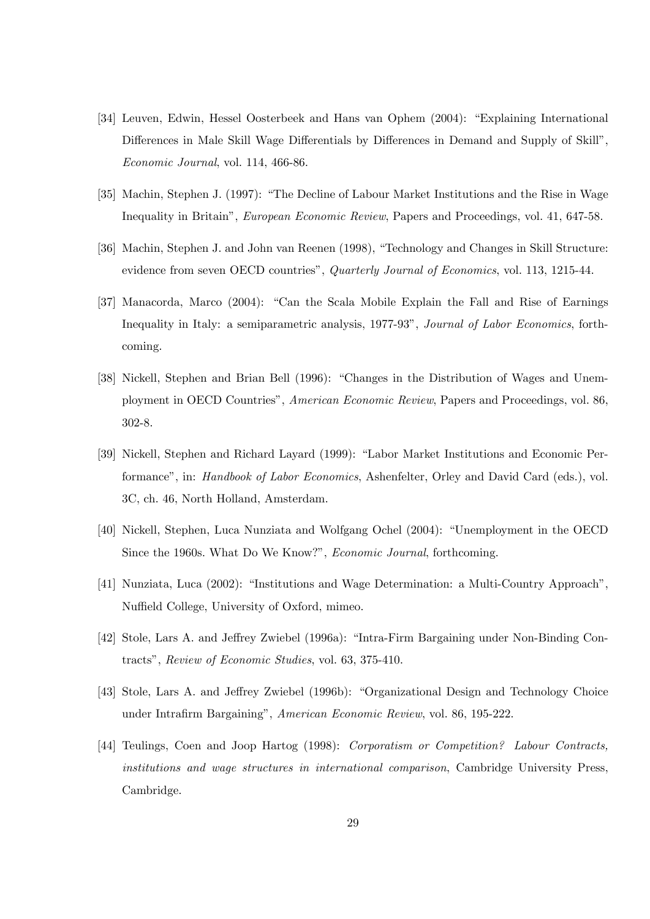[34] Leuven, Edwin, Hessel Oosterbeek and Hans van Ophem (2004): "Explaining International Differences in Male Skill Wage Differentials by Differences in Demand and Supply of Skill", *Economic Journal*, vol. 114, 466-86.

[35] Machin, Stephen J. (1997): "The Decline of Labour Market Institutions and the Rise in Wage Inequality in Britain", *European Economic Review*, Papers and Proceedings, vol. 41, 647-58.

[36] Machin, Stephen J. and John van Reenen (1998), "Technology and Changes in Skill Structure: evidence from seven OECD countries", *Quarterly Journal of Economics*, vol. 113, 1215-44.

[37] Manacorda, Marco (2004): "Can the Scala Mobile Explain the Fall and Rise of Earnings Inequality in Italy: a semiparametric analysis, 1977-93", *Journal of Labor Economics*, forthcoming.

[38] Nickell, Stephen and Brian Bell (1996): "Changes in the Distribution of Wages and Unemployment in OECD Countries", *American Economic Review*, Papers and Proceedings, vol. 86, 302-8.

[39] Nickell, Stephen and Richard Layard (1999): "Labor Market Institutions and Economic Performance", in: *Handbook of Labor Economics*, Ashenfelter, Orley and David Card (eds.), vol. 3C, ch. 46, North Holland, Amsterdam.

[40] Nickell, Stephen, Luca Nunziata and Wolfgang Ochel (2004): "Unemployment in the OECD Since the 1960s. What Do We Know?", *Economic Journal*, forthcoming.

[41] Nunziata, Luca (2002): "Institutions and Wage Determination: a Multi-Country Approach", Nuffield College, University of Oxford, mimeo.

[42] Stole, Lars A. and Jeffrey Zwiebel (1996a): "Intra-Firm Bargaining under Non-Binding Contracts", *Review of Economic Studies*, vol. 63, 375-410.

[43] Stole, Lars A. and Jeffrey Zwiebel (1996b): "Organizational Design and Technology Choice under Intrafirm Bargaining", *American Economic Review*, vol. 86, 195-222.

[44] Teulings, Coen and Joop Hartog (1998): *Corporatism or Competition? Labour Contracts, institutions and wage structures in international comparison*, Cambridge University Press, Cambridge.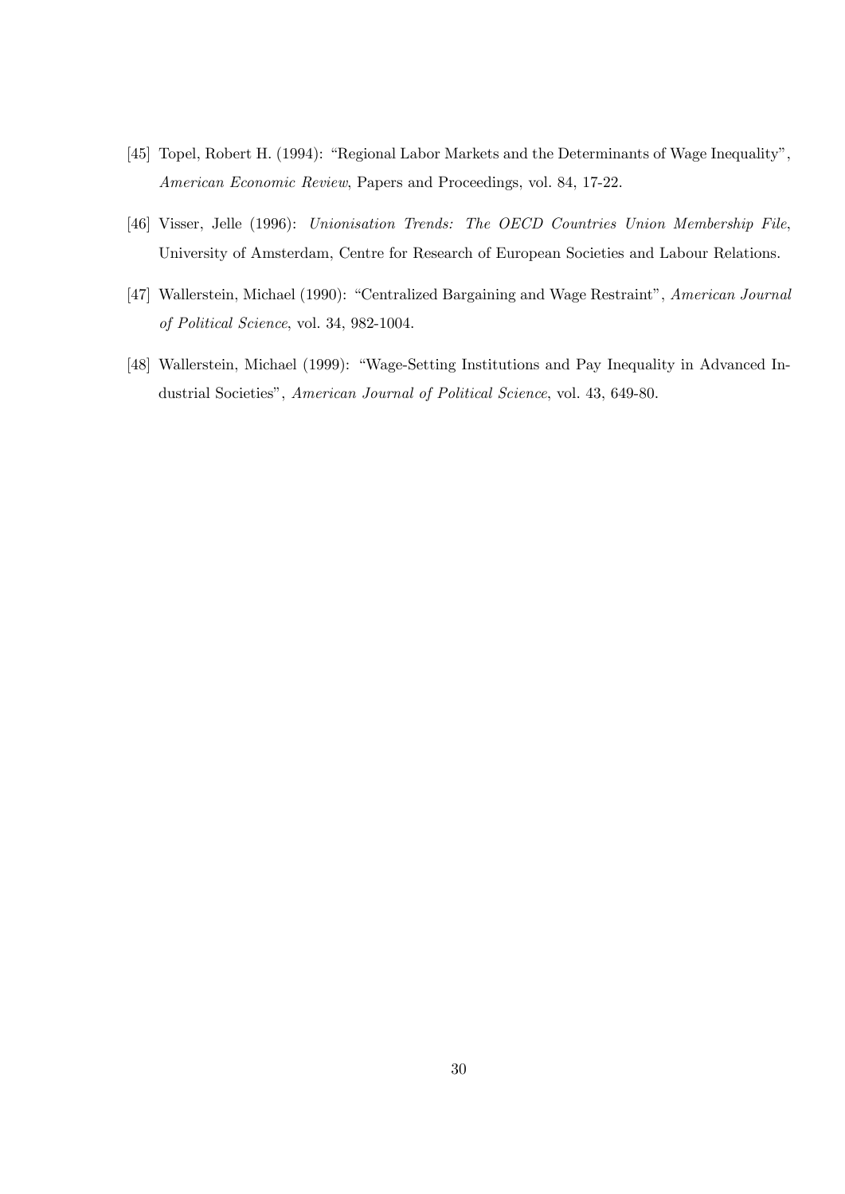[45] Topel, Robert H. (1994): "Regional Labor Markets and the Determinants of Wage Inequality", *American Economic Review*, Papers and Proceedings, vol. 84, 17-22.

[46] Visser, Jelle (1996): *Unionisation Trends: The OECD Countries Union Membership File*, University of Amsterdam, Centre for Research of European Societies and Labour Relations.

[47] Wallerstein, Michael (1990): "Centralized Bargaining and Wage Restraint", *American Journal of Political Science*, vol. 34, 982-1004.

[48] Wallerstein, Michael (1999): "Wage-Setting Institutions and Pay Inequality in Advanced Industrial Societies", *American Journal of Political Science*, vol. 43, 649-80.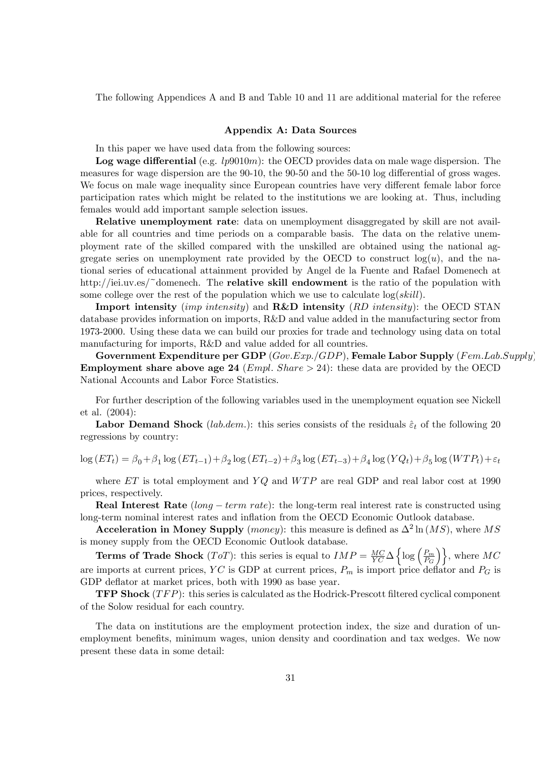The following Appendices A and B and Table 10 and 11 are additional material for the referee

### Appendix A: Data Sources

In this paper we have used data from the following sources:

**Log wage differential** (e.g. $lp9010m$): the OECD provides data on male wage dispersion. The measures for wage dispersion are the 90-10, the 90-50 and the 50-10 log differential of gross wages. We focus on male wage inequality since European countries have very different female labor force participation rates which might be related to the institutions we are looking at. Thus, including females would add important sample selection issues.

**Relative unemployment rate**: data on unemployment disaggregated by skill are not available for all countries and time periods on a comparable basis. The data on the relative unemployment rate of the skilled compared with the unskilled are obtained using the national aggregate series on unemployment rate provided by the OECD to construct $\log(u)$, and the national series of educational attainment provided by Angel de la Fuente and Rafael Domenech at http://iei.uv.es/~domenech. The **relative skill endowment** is the ratio of the population with some college over the rest of the population which we use to calculate $\log(skill)$.

**Import intensity** (*imp intensity*) and **R&D intensity** (*RD intensity*): the OECD STAN database provides information on imports, R&D and value added in the manufacturing sector from 1973-2000. Using these data we can build our proxies for trade and technology using data on total manufacturing for imports, R&D and value added for all countries.

**Government Expenditure per GDP** (*Gov.Exp./GDP*), **Female Labor Supply** (*Fem.Lab.Supply*) **Employment share above age 24** (*Empl. Share* $> 24$): these data are provided by the OECD National Accounts and Labor Force Statistics.

For further description of the following variables used in the unemployment equation see Nickell et al. (2004):

**Labor Demand Shock** (*lab.dem.*): this series consists of the residuals $\hat{\varepsilon}_t$ of the following 20 regressions by country:

$$\log(ET_t) = \beta_0 + \beta_1 \log(ET_{t-1}) + \beta_2 \log(ET_{t-2}) + \beta_3 \log(ET_{t-3}) + \beta_4 \log(YQ_t) + \beta_5 \log(WTP_t) + \varepsilon_t$$

where $ET$ is total employment and $YQ$ and $WTP$ are real GDP and real labor cost at 1990 prices, respectively.

**Real Interest Rate** ($long-term\ rate$): the long-term real interest rate is constructed using long-term nominal interest rates and inflation from the OECD Economic Outlook database.

**Acceleration in Money Supply** (*money*): this measure is defined as $\Delta^2 \ln(MS)$, where $MS$ is money supply from the OECD Economic Outlook database.

**Terms of Trade Shock** ($ToT$): this series is equal to $IMP = \frac{MC}{YC}\Delta\left\{\log\left(\frac{P_m}{P_G}\right)\right\}$, where $MC$ are imports at current prices, $YC$ is GDP at current prices, $P_m$ is import price deflator and $P_G$ is GDP deflator at market prices, both with 1990 as base year.

**TFP Shock** ($TFP$): this series is calculated as the Hodrick-Prescott filtered cyclical component of the Solow residual for each country.

The data on institutions are the employment protection index, the size and duration of unemployment benefits, minimum wages, union density and coordination and tax wedges. We now present these data in some detail: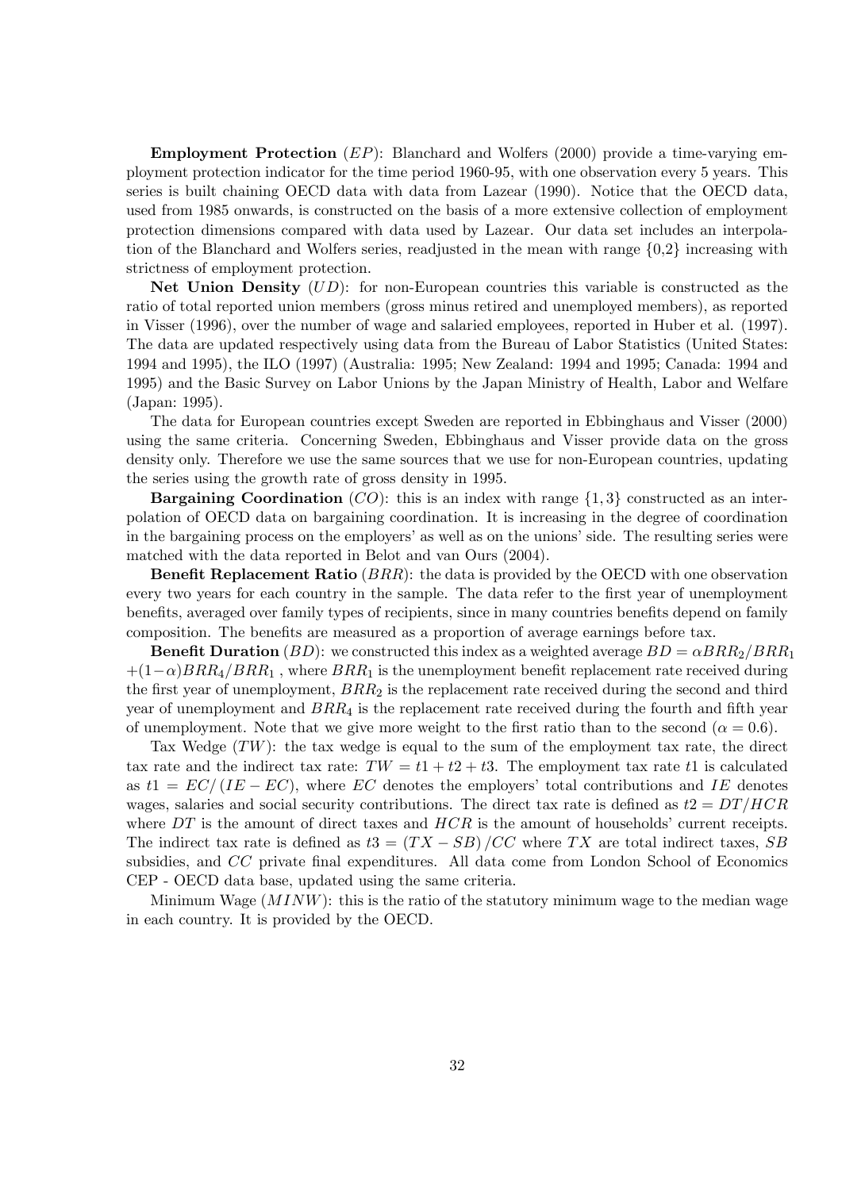**Employment Protection** ($EP$): Blanchard and Wolfers (2000) provide a time-varying employment protection indicator for the time period 1960-95, with one observation every 5 years. This series is built chaining OECD data with data from Lazear (1990). Notice that the OECD data, used from 1985 onwards, is constructed on the basis of a more extensive collection of employment protection dimensions compared with data used by Lazear. Our data set includes an interpolation of the Blanchard and Wolfers series, readjusted in the mean with range {0,2} increasing with strictness of employment protection.

**Net Union Density** ($UD$): for non-European countries this variable is constructed as the ratio of total reported union members (gross minus retired and unemployed members), as reported in Visser (1996), over the number of wage and salaried employees, reported in Huber et al. (1997). The data are updated respectively using data from the Bureau of Labor Statistics (United States: 1994 and 1995), the ILO (1997) (Australia: 1995; New Zealand: 1994 and 1995; Canada: 1994 and 1995) and the Basic Survey on Labor Unions by the Japan Ministry of Health, Labor and Welfare (Japan: 1995).

The data for European countries except Sweden are reported in Ebbinghaus and Visser (2000) using the same criteria. Concerning Sweden, Ebbinghaus and Visser provide data on the gross density only. Therefore we use the same sources that we use for non-European countries, updating the series using the growth rate of gross density in 1995.

**Bargaining Coordination** ($CO$): this is an index with range $\{1, 3\}$ constructed as an interpolation of OECD data on bargaining coordination. It is increasing in the degree of coordination in the bargaining process on the employers' as well as on the unions' side. The resulting series were matched with the data reported in Belot and van Ours (2004).

**Benefit Replacement Ratio** ($BRR$): the data is provided by the OECD with one observation every two years for each country in the sample. The data refer to the first year of unemployment benefits, averaged over family types of recipients, since in many countries benefits depend on family composition. The benefits are measured as a proportion of average earnings before tax.

**Benefit Duration** ($BD$): we constructed this index as a weighted average $BD = \alpha BRR_2/BRR_1 + (1-\alpha)BRR_4/BRR_1$ , where $BRR_1$ is the unemployment benefit replacement rate received during the first year of unemployment, $BRR_2$ is the replacement rate received during the second and third year of unemployment and $BRR_4$ is the replacement rate received during the fourth and fifth year of unemployment. Note that we give more weight to the first ratio than to the second ($\alpha = 0.6$).

Tax Wedge ($TW$): the tax wedge is equal to the sum of the employment tax rate, the direct tax rate and the indirect tax rate: $TW = t1 + t2 + t3$. The employment tax rate $t1$ is calculated as $t1 = EC/(IE - EC)$, where $EC$ denotes the employers' total contributions and $IE$ denotes wages, salaries and social security contributions. The direct tax rate is defined as $t2 = DT/HCR$ where $DT$ is the amount of direct taxes and $HCR$ is the amount of households' current receipts. The indirect tax rate is defined as $t3 = (TX - SB)/CC$ where $TX$ are total indirect taxes, $SB$ subsidies, and $CC$ private final expenditures. All data come from London School of Economics CEP - OECD data base, updated using the same criteria.

Minimum Wage ($MINW$): this is the ratio of the statutory minimum wage to the median wage in each country. It is provided by the OECD.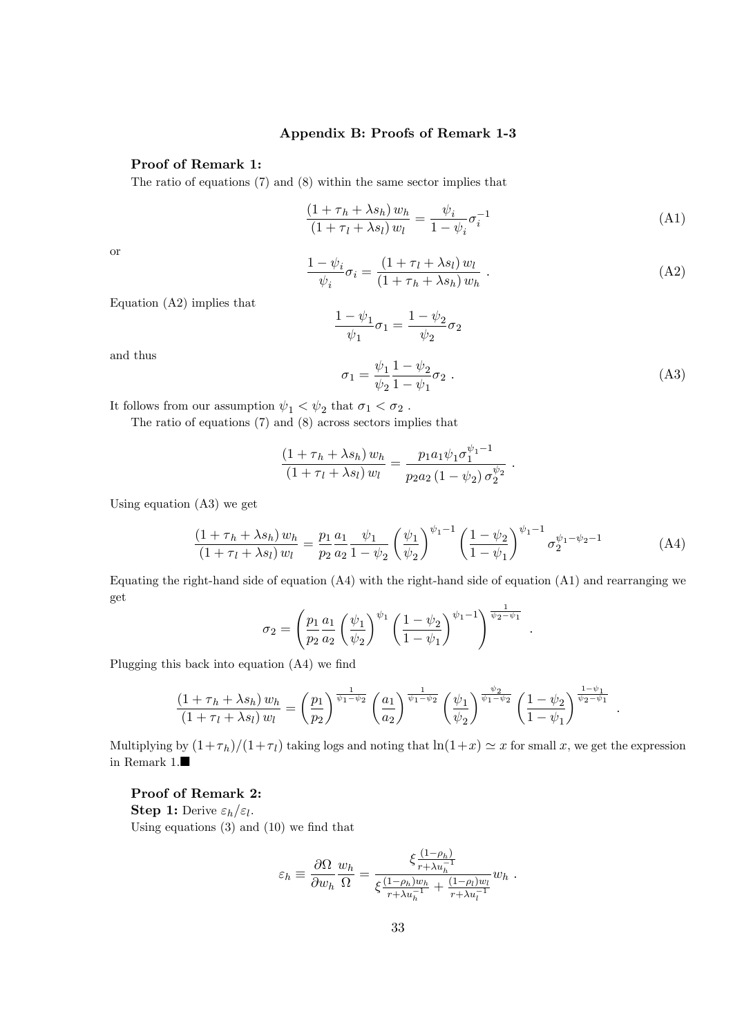## Appendix B: Proofs of Remark 1-3

**Proof of Remark 1:**

The ratio of equations (7) and (8) within the same sector implies that

$$\frac{(1+\tau_h+\lambda s_h)\,w_h}{(1+\tau_l+\lambda s_l)\,w_l} = \frac{\psi_i}{1-\psi_i}\sigma_i^{-1} \tag{A1}$$

or

$$\frac{1-\psi_i}{\psi_i}\sigma_i = \frac{(1+\tau_l+\lambda s_l)\,w_l}{(1+\tau_h+\lambda s_h)\,w_h} \ . \tag{A2}$$

Equation (A2) implies that

$$\frac{1-\psi_1}{\psi_1}\sigma_1 = \frac{1-\psi_2}{\psi_2}\sigma_2$$

and thus

$$\sigma_1 = \frac{\psi_1}{\psi_2}\frac{1-\psi_2}{1-\psi_1}\sigma_2 \ . \tag{A3}$$

It follows from our assumption $\psi_1 < \psi_2$ that $\sigma_1 < \sigma_2$ .

The ratio of equations (7) and (8) across sectors implies that

$$\frac{(1+\tau_h+\lambda s_h)\,w_h}{(1+\tau_l+\lambda s_l)\,w_l} = \frac{p_1 a_1 \psi_1 \sigma_1^{\psi_1-1}}{p_2 a_2\,(1-\psi_2)\,\sigma_2^{\psi_2}} \ .$$

Using equation (A3) we get

$$\frac{(1+\tau_h+\lambda s_h)\,w_h}{(1+\tau_l+\lambda s_l)\,w_l} = \frac{p_1}{p_2}\frac{a_1}{a_2}\frac{\psi_1}{1-\psi_2}\left(\frac{\psi_1}{\psi_2}\right)^{\psi_1-1}\left(\frac{1-\psi_2}{1-\psi_1}\right)^{\psi_1-1}\sigma_2^{\psi_1-\psi_2-1} \tag{A4}$$

Equating the right-hand side of equation (A4) with the right-hand side of equation (A1) and rearranging we get

$$\sigma_2 = \left(\frac{p_1}{p_2}\frac{a_1}{a_2}\left(\frac{\psi_1}{\psi_2}\right)^{\psi_1}\left(\frac{1-\psi_2}{1-\psi_1}\right)^{\psi_1-1}\right)^{\frac{1}{\psi_2-\psi_1}} \ .$$

Plugging this back into equation (A4) we find

$$\frac{(1+\tau_h+\lambda s_h)\,w_h}{(1+\tau_l+\lambda s_l)\,w_l} = \left(\frac{p_1}{p_2}\right)^{\frac{1}{\psi_1-\psi_2}}\left(\frac{a_1}{a_2}\right)^{\frac{1}{\psi_1-\psi_2}}\left(\frac{\psi_1}{\psi_2}\right)^{\frac{\psi_2}{\psi_1-\psi_2}}\left(\frac{1-\psi_2}{1-\psi_1}\right)^{\frac{1-\psi_1}{\psi_2-\psi_1}} \ .$$

Multiplying by $(1+\tau_h)/(1+\tau_l)$ taking logs and noting that $\ln(1+x) \simeq x$ for small $x$, we get the expression in Remark 1.■

**Proof of Remark 2:**

**Step 1:** Derive $\varepsilon_h/\varepsilon_l$.

Using equations (3) and (10) we find that

$$\varepsilon_h \equiv \frac{\partial\Omega}{\partial w_h}\frac{w_h}{\Omega} = \frac{\xi\frac{(1-\rho_h)}{r+\lambda u_h^{-1}}}{\xi\frac{(1-\rho_h)w_h}{r+\lambda u_h^{-1}} + \frac{(1-\rho_l)w_l}{r+\lambda u_l^{-1}}}w_h \ .$$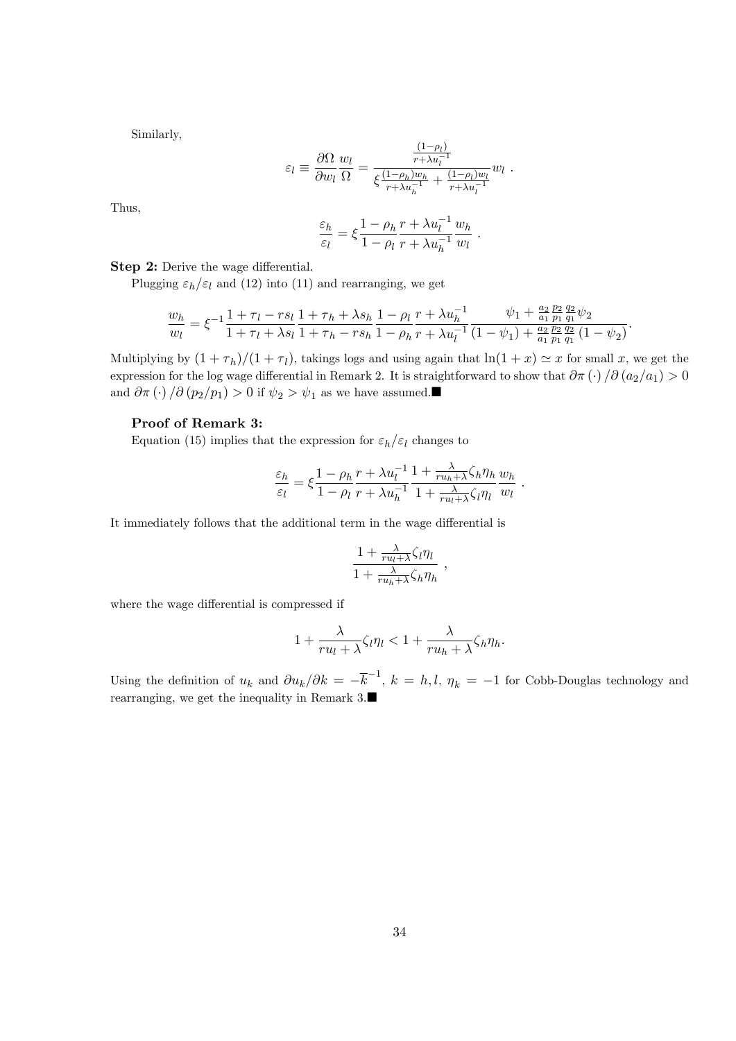Similarly,

$$\varepsilon_l \equiv \frac{\partial \Omega}{\partial w_l}\frac{w_l}{\Omega} = \frac{\frac{(1-\rho_l)}{r+\lambda u_l^{-1}}}{\xi \frac{(1-\rho_h) w_h}{r+\lambda u_h^{-1}} + \frac{(1-\rho_l) w_l}{r+\lambda u_l^{-1}}} w_l \ .$$

Thus,

$$\frac{\varepsilon_h}{\varepsilon_l} = \xi \frac{1-\rho_h}{1-\rho_l}\frac{r+\lambda u_l^{-1}}{r+\lambda u_h^{-1}}\frac{w_h}{w_l} \ .$$

**Step 2:** Derive the wage differential.

Plugging $\varepsilon_h/\varepsilon_l$ and (12) into (11) and rearranging, we get

$$\frac{w_h}{w_l} = \xi^{-1}\frac{1+\tau_l - rs_l}{1+\tau_l+\lambda s_l}\frac{1+\tau_h+\lambda s_h}{1+\tau_h - rs_h}\frac{1-\rho_l}{1-\rho_h}\frac{r+\lambda u_h^{-1}}{r+\lambda u_l^{-1}}\frac{\psi_1 + \frac{a_2}{a_1}\frac{p_2}{p_1}\frac{q_2}{q_1}\psi_2}{(1-\psi_1)+\frac{a_2}{a_1}\frac{p_2}{p_1}\frac{q_2}{q_1}(1-\psi_2)}.$$

Multiplying by $(1+\tau_h)/(1+\tau_l)$, takings logs and using again that $\ln(1+x) \simeq x$ for small $x$, we get the expression for the log wage differential in Remark 2. It is straightforward to show that $\partial \pi(\cdot)/\partial(a_2/a_1) > 0$ and $\partial \pi(\cdot)/\partial(p_2/p_1) > 0$ if $\psi_2 > \psi_1$ as we have assumed.■

### Proof of Remark 3:

Equation (15) implies that the expression for $\varepsilon_h/\varepsilon_l$ changes to

$$\frac{\varepsilon_h}{\varepsilon_l} = \xi \frac{1-\rho_h}{1-\rho_l}\frac{r+\lambda u_l^{-1}}{r+\lambda u_h^{-1}}\frac{1+\frac{\lambda}{ru_h+\lambda}\zeta_h\eta_h}{1+\frac{\lambda}{ru_l+\lambda}\zeta_l\eta_l}\frac{w_h}{w_l} \ .$$

It immediately follows that the additional term in the wage differential is

$$\frac{1+\frac{\lambda}{ru_l+\lambda}\zeta_l\eta_l}{1+\frac{\lambda}{ru_h+\lambda}\zeta_h\eta_h} \ ,$$

where the wage differential is compressed if

$$1+\frac{\lambda}{ru_l+\lambda}\zeta_l\eta_l < 1+\frac{\lambda}{ru_h+\lambda}\zeta_h\eta_h.$$

Using the definition of $u_k$ and $\partial u_k/\partial k = -\overline{k}^{-1}$, $k = h, l$, $\eta_k = -1$ for Cobb-Douglas technology and rearranging, we get the inequality in Remark 3.■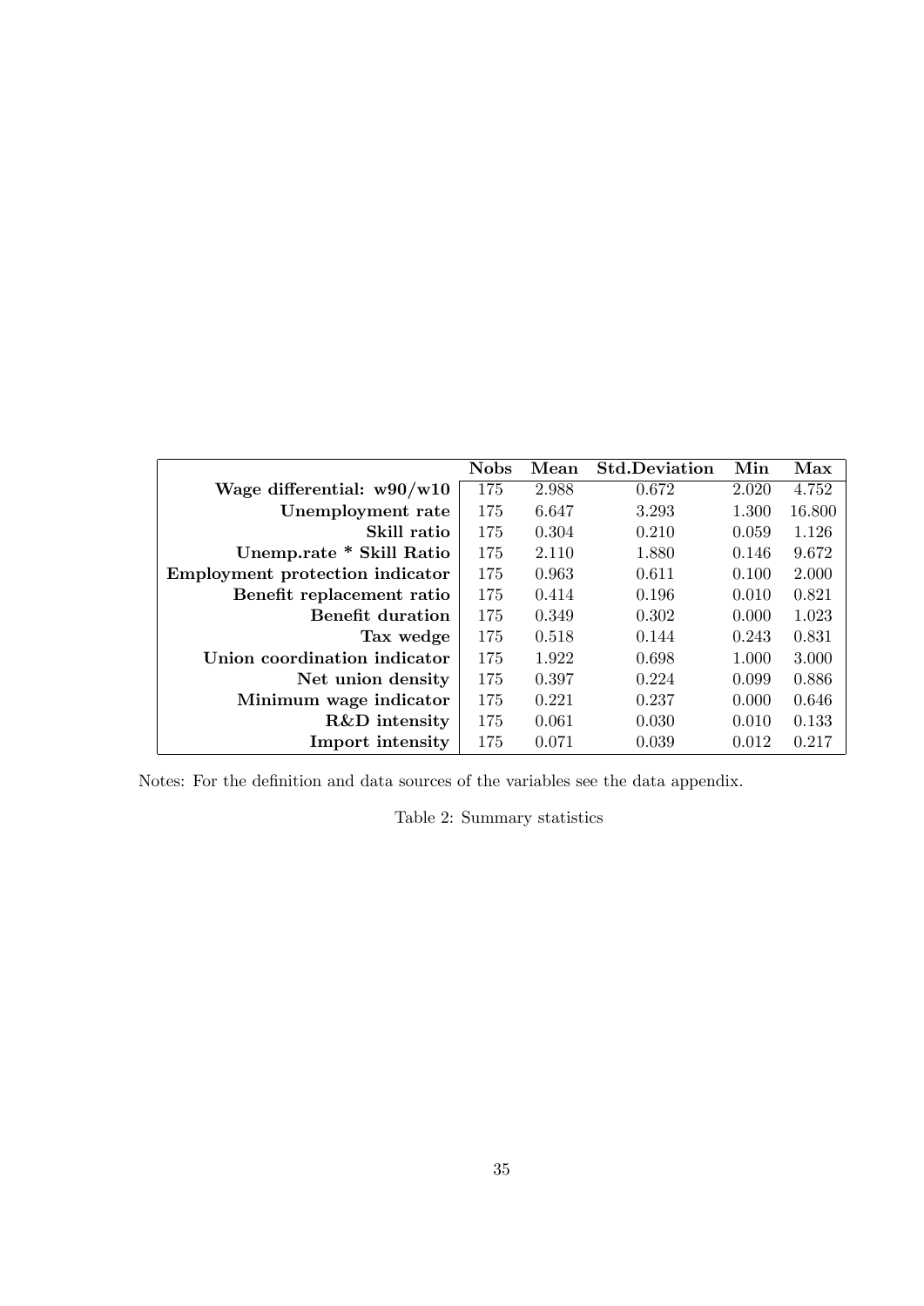| | Nobs | Mean | Std.Deviation | Min | Max |
|---|---|---|---|---|---|
| **Wage differential: w90/w10** | 175 | 2.988 | 0.672 | 2.020 | 4.752 |
| **Unemployment rate** | 175 | 6.647 | 3.293 | 1.300 | 16.800 |
| **Skill ratio** | 175 | 0.304 | 0.210 | 0.059 | 1.126 |
| **Unemp.rate * Skill Ratio** | 175 | 2.110 | 1.880 | 0.146 | 9.672 |
| **Employment protection indicator** | 175 | 0.963 | 0.611 | 0.100 | 2.000 |
| **Benefit replacement ratio** | 175 | 0.414 | 0.196 | 0.010 | 0.821 |
| **Benefit duration** | 175 | 0.349 | 0.302 | 0.000 | 1.023 |
| **Tax wedge** | 175 | 0.518 | 0.144 | 0.243 | 0.831 |
| **Union coordination indicator** | 175 | 1.922 | 0.698 | 1.000 | 3.000 |
| **Net union density** | 175 | 0.397 | 0.224 | 0.099 | 0.886 |
| **Minimum wage indicator** | 175 | 0.221 | 0.237 | 0.000 | 0.646 |
| **R&D intensity** | 175 | 0.061 | 0.030 | 0.010 | 0.133 |
| **Import intensity** | 175 | 0.071 | 0.039 | 0.012 | 0.217 |

Notes: For the definition and data sources of the variables see the data appendix.

Table 2: Summary statistics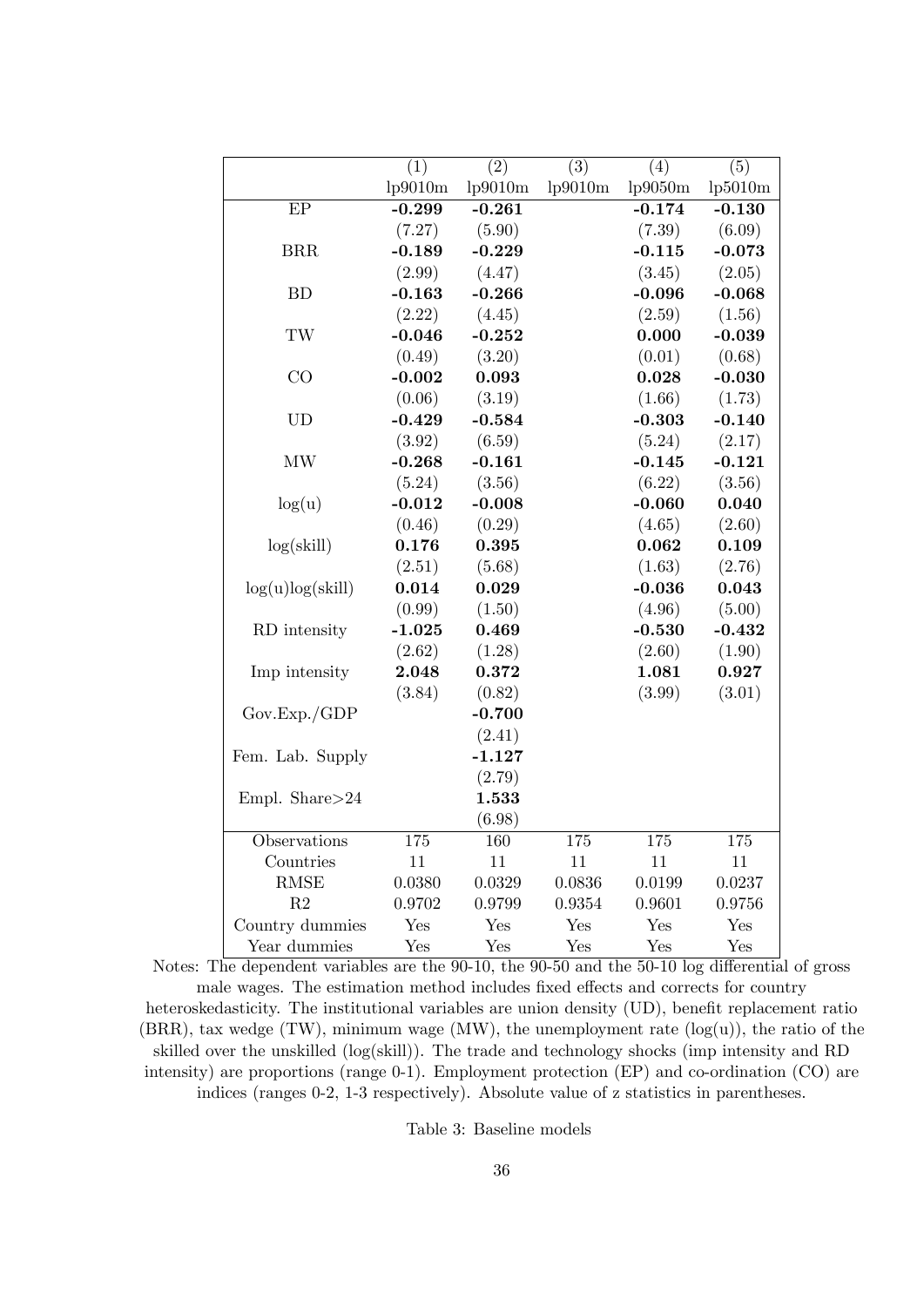| | (1) | (2) | (3) | (4) | (5) |
|---|---|---|---|---|---|
| | lp9010m | lp9010m | lp9010m | lp9050m | lp5010m |
| EP | **-0.299** | **-0.261** | | **-0.174** | **-0.130** |
| | (7.27) | (5.90) | | (7.39) | (6.09) |
| BRR | **-0.189** | **-0.229** | | **-0.115** | **-0.073** |
| | (2.99) | (4.47) | | (3.45) | (2.05) |
| BD | **-0.163** | **-0.266** | | **-0.096** | **-0.068** |
| | (2.22) | (4.45) | | (2.59) | (1.56) |
| TW | **-0.046** | **-0.252** | | **0.000** | **-0.039** |
| | (0.49) | (3.20) | | (0.01) | (0.68) |
| CO | **-0.002** | **0.093** | | **0.028** | **-0.030** |
| | (0.06) | (3.19) | | (1.66) | (1.73) |
| UD | **-0.429** | **-0.584** | | **-0.303** | **-0.140** |
| | (3.92) | (6.59) | | (5.24) | (2.17) |
| MW | **-0.268** | **-0.161** | | **-0.145** | **-0.121** |
| | (5.24) | (3.56) | | (6.22) | (3.56) |
| log(u) | **-0.012** | **-0.008** | | **-0.060** | **0.040** |
| | (0.46) | (0.29) | | (4.65) | (2.60) |
| log(skill) | **0.176** | **0.395** | | **0.062** | **0.109** |
| | (2.51) | (5.68) | | (1.63) | (2.76) |
| log(u)log(skill) | **0.014** | **0.029** | | **-0.036** | **0.043** |
| | (0.99) | (1.50) | | (4.96) | (5.00) |
| RD intensity | **-1.025** | **0.469** | | **-0.530** | **-0.432** |
| | (2.62) | (1.28) | | (2.60) | (1.90) |
| Imp intensity | **2.048** | **0.372** | | **1.081** | **0.927** |
| | (3.84) | (0.82) | | (3.99) | (3.01) |
| Gov.Exp./GDP | | **-0.700** | | | |
| | | (2.41) | | | |
| Fem. Lab. Supply | | **-1.127** | | | |
| | | (2.79) | | | |
| Empl. Share>24 | | **1.533** | | | |
| | | (6.98) | | | |
| Observations | 175 | 160 | 175 | 175 | 175 |
| Countries | 11 | 11 | 11 | 11 | 11 |
| RMSE | 0.0380 | 0.0329 | 0.0836 | 0.0199 | 0.0237 |
| R2 | 0.9702 | 0.9799 | 0.9354 | 0.9601 | 0.9756 |
| Country dummies | Yes | Yes | Yes | Yes | Yes |
| Year dummies | Yes | Yes | Yes | Yes | Yes |

Notes: The dependent variables are the 90-10, the 90-50 and the 50-10 log differential of gross male wages. The estimation method includes fixed effects and corrects for country heteroskedasticity. The institutional variables are union density (UD), benefit replacement ratio (BRR), tax wedge (TW), minimum wage (MW), the unemployment rate (log(u)), the ratio of the skilled over the unskilled (log(skill)). The trade and technology shocks (imp intensity and RD intensity) are proportions (range 0-1). Employment protection (EP) and co-ordination (CO) are indices (ranges 0-2, 1-3 respectively). Absolute value of z statistics in parentheses.

Table 3: Baseline models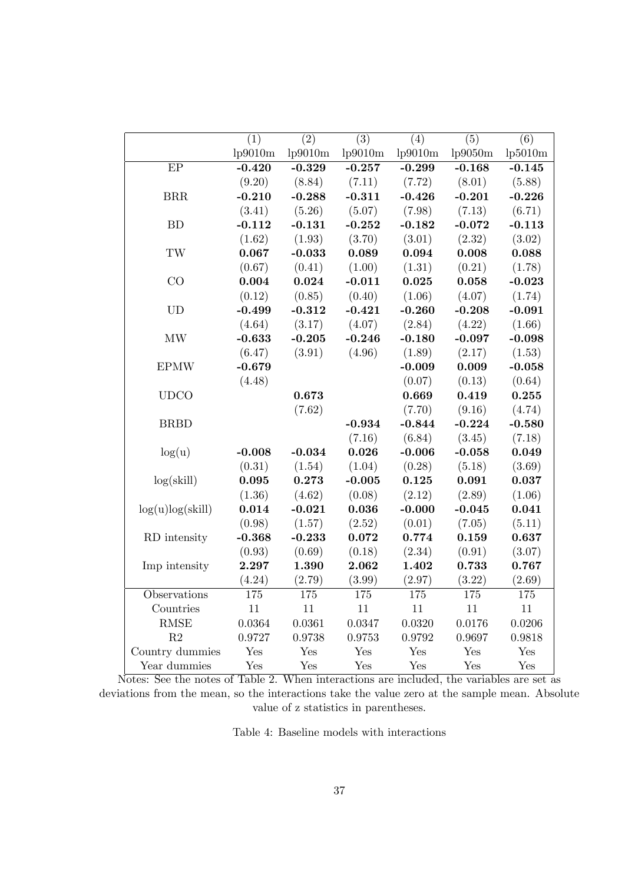| | (1) | (2) | (3) | (4) | (5) | (6) |
|---|---|---|---|---|---|---|
| | lp9010m | lp9010m | lp9010m | lp9010m | lp9050m | lp5010m |
| EP | **-0.420** | **-0.329** | **-0.257** | **-0.299** | **-0.168** | **-0.145** |
| | (9.20) | (8.84) | (7.11) | (7.72) | (8.01) | (5.88) |
| BRR | **-0.210** | **-0.288** | **-0.311** | **-0.426** | **-0.201** | **-0.226** |
| | (3.41) | (5.26) | (5.07) | (7.98) | (7.13) | (6.71) |
| BD | **-0.112** | **-0.131** | **-0.252** | **-0.182** | **-0.072** | **-0.113** |
| | (1.62) | (1.93) | (3.70) | (3.01) | (2.32) | (3.02) |
| TW | **0.067** | **-0.033** | **0.089** | **0.094** | **0.008** | **0.088** |
| | (0.67) | (0.41) | (1.00) | (1.31) | (0.21) | (1.78) |
| CO | **0.004** | **0.024** | **-0.011** | **0.025** | **0.058** | **-0.023** |
| | (0.12) | (0.85) | (0.40) | (1.06) | (4.07) | (1.74) |
| UD | **-0.499** | **-0.312** | **-0.421** | **-0.260** | **-0.208** | **-0.091** |
| | (4.64) | (3.17) | (4.07) | (2.84) | (4.22) | (1.66) |
| MW | **-0.633** | **-0.205** | **-0.246** | **-0.180** | **-0.097** | **-0.098** |
| | (6.47) | (3.91) | (4.96) | (1.89) | (2.17) | (1.53) |
| EPMW | **-0.679** | | | **-0.009** | **0.009** | **-0.058** |
| | (4.48) | | | (0.07) | (0.13) | (0.64) |
| UDCO | | **0.673** | | **0.669** | **0.419** | **0.255** |
| | | (7.62) | | (7.70) | (9.16) | (4.74) |
| BRBD | | | **-0.934** | **-0.844** | **-0.224** | **-0.580** |
| | | | (7.16) | (6.84) | (3.45) | (7.18) |
| log(u) | **-0.008** | **-0.034** | **0.026** | **-0.006** | **-0.058** | **0.049** |
| | (0.31) | (1.54) | (1.04) | (0.28) | (5.18) | (3.69) |
| log(skill) | **0.095** | **0.273** | **-0.005** | **0.125** | **0.091** | **0.037** |
| | (1.36) | (4.62) | (0.08) | (2.12) | (2.89) | (1.06) |
| log(u)log(skill) | **0.014** | **-0.021** | **0.036** | **-0.000** | **-0.045** | **0.041** |
| | (0.98) | (1.57) | (2.52) | (0.01) | (7.05) | (5.11) |
| RD intensity | **-0.368** | **-0.233** | **0.072** | **0.774** | **0.159** | **0.637** |
| | (0.93) | (0.69) | (0.18) | (2.34) | (0.91) | (3.07) |
| Imp intensity | **2.297** | **1.390** | **2.062** | **1.402** | **0.733** | **0.767** |
| | (4.24) | (2.79) | (3.99) | (2.97) | (3.22) | (2.69) |
| Observations | 175 | 175 | 175 | 175 | 175 | 175 |
| Countries | 11 | 11 | 11 | 11 | 11 | 11 |
| RMSE | 0.0364 | 0.0361 | 0.0347 | 0.0320 | 0.0176 | 0.0206 |
| R2 | 0.9727 | 0.9738 | 0.9753 | 0.9792 | 0.9697 | 0.9818 |
| Country dummies | Yes | Yes | Yes | Yes | Yes | Yes |
| Year dummies | Yes | Yes | Yes | Yes | Yes | Yes |

Notes: See the notes of Table 2. When interactions are included, the variables are set as deviations from the mean, so the interactions take the value zero at the sample mean. Absolute value of z statistics in parentheses.

Table 4: Baseline models with interactions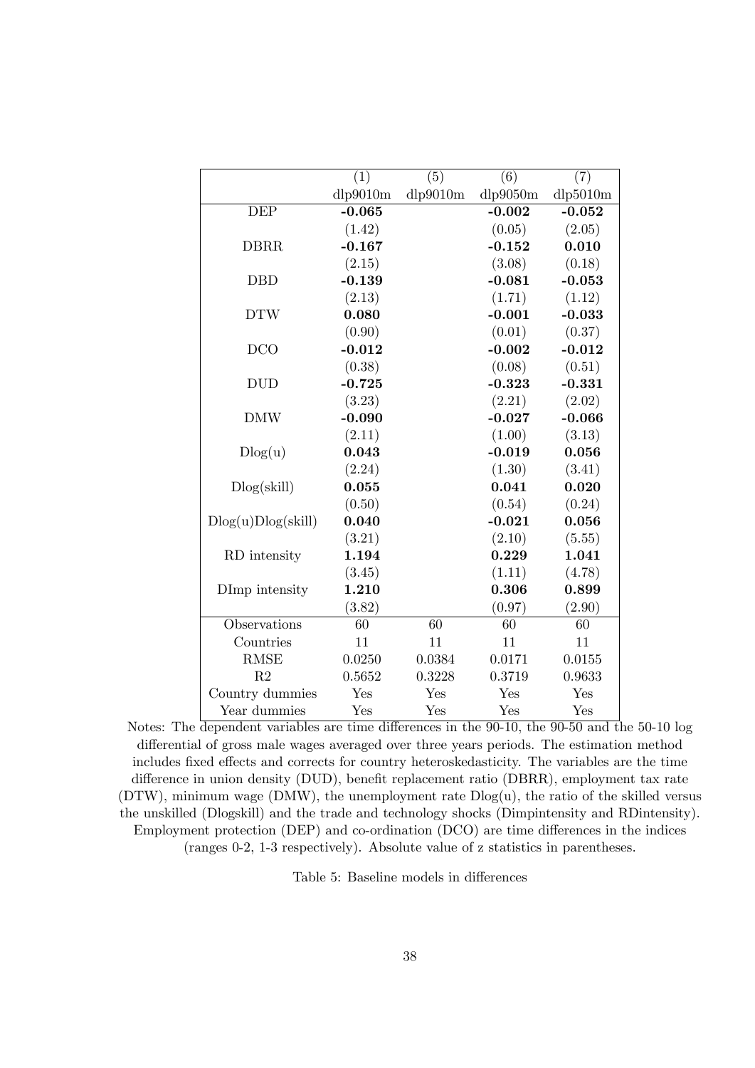| | (1) | (5) | (6) | (7) |
|---|---|---|---|---|
| | dlp9010m | dlp9010m | dlp9050m | dlp5010m |
| DEP | **-0.065** | | **-0.002** | **-0.052** |
| | (1.42) | | (0.05) | (2.05) |
| DBRR | **-0.167** | | **-0.152** | **0.010** |
| | (2.15) | | (3.08) | (0.18) |
| DBD | **-0.139** | | **-0.081** | **-0.053** |
| | (2.13) | | (1.71) | (1.12) |
| DTW | **0.080** | | **-0.001** | **-0.033** |
| | (0.90) | | (0.01) | (0.37) |
| DCO | **-0.012** | | **-0.002** | **-0.012** |
| | (0.38) | | (0.08) | (0.51) |
| DUD | **-0.725** | | **-0.323** | **-0.331** |
| | (3.23) | | (2.21) | (2.02) |
| DMW | **-0.090** | | **-0.027** | **-0.066** |
| | (2.11) | | (1.00) | (3.13) |
| Dlog(u) | **0.043** | | **-0.019** | **0.056** |
| | (2.24) | | (1.30) | (3.41) |
| Dlog(skill) | **0.055** | | **0.041** | **0.020** |
| | (0.50) | | (0.54) | (0.24) |
| Dlog(u)Dlog(skill) | **0.040** | | **-0.021** | **0.056** |
| | (3.21) | | (2.10) | (5.55) |
| RD intensity | **1.194** | | **0.229** | **1.041** |
| | (3.45) | | (1.11) | (4.78) |
| DImp intensity | **1.210** | | **0.306** | **0.899** |
| | (3.82) | | (0.97) | (2.90) |
| Observations | 60 | 60 | 60 | 60 |
| Countries | 11 | 11 | 11 | 11 |
| RMSE | 0.0250 | 0.0384 | 0.0171 | 0.0155 |
| R2 | 0.5652 | 0.3228 | 0.3719 | 0.9633 |
| Country dummies | Yes | Yes | Yes | Yes |
| Year dummies | Yes | Yes | Yes | Yes |

Notes: The dependent variables are time differences in the 90-10, the 90-50 and the 50-10 log differential of gross male wages averaged over three years periods. The estimation method includes fixed effects and corrects for country heteroskedasticity. The variables are the time difference in union density (DUD), benefit replacement ratio (DBRR), employment tax rate (DTW), minimum wage (DMW), the unemployment rate Dlog(u), the ratio of the skilled versus the unskilled (Dlogskill) and the trade and technology shocks (Dimpintensity and RDintensity). Employment protection (DEP) and co-ordination (DCO) are time differences in the indices (ranges 0-2, 1-3 respectively). Absolute value of z statistics in parentheses.

Table 5: Baseline models in differences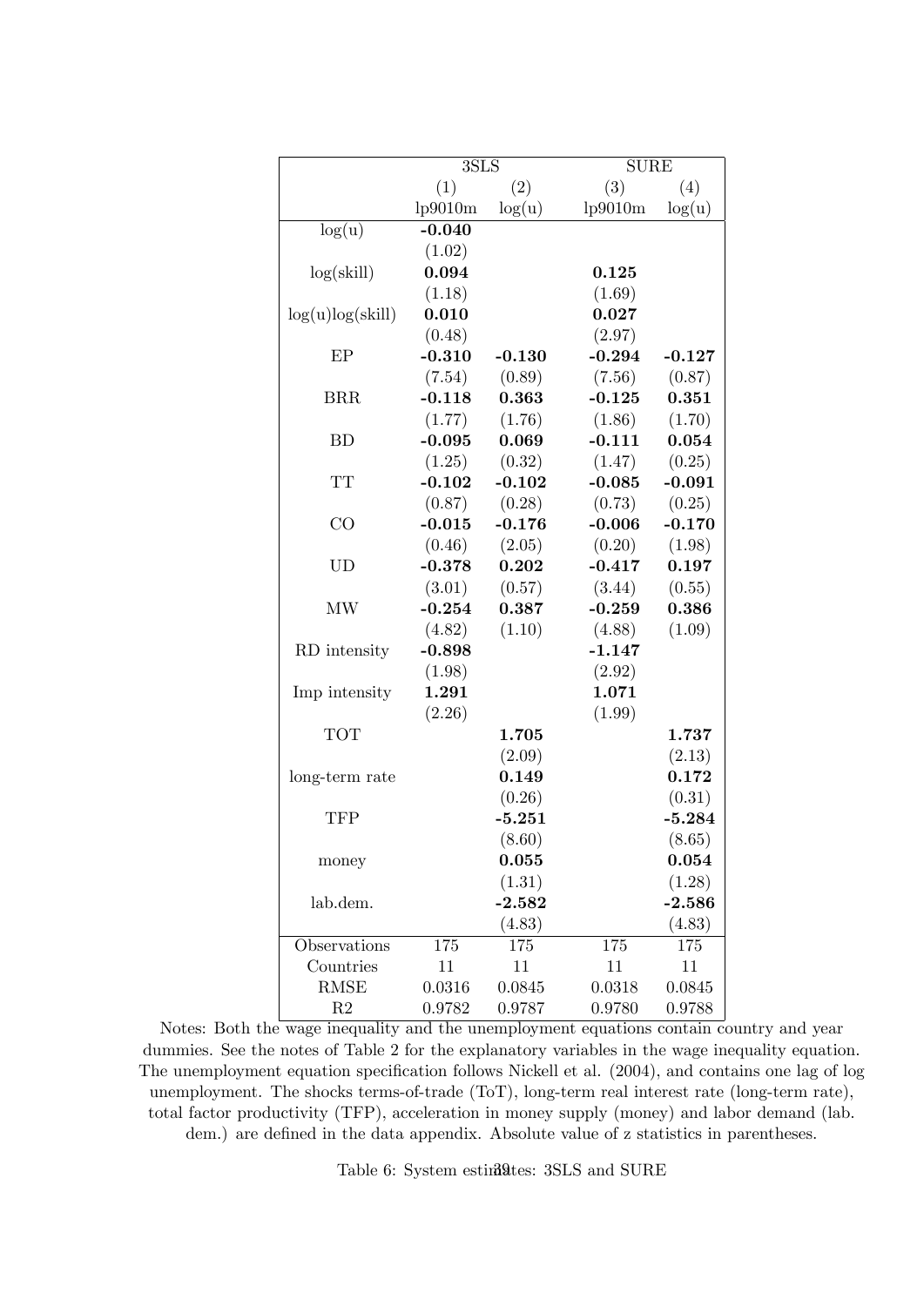| | 3SLS | | SURE | |
|---|---|---|---|---|
| | (1) | (2) | (3) | (4) |
| | lp9010m | log(u) | lp9010m | log(u) |
| log(u) | **-0.040** | | | |
| | (1.02) | | | |
| log(skill) | **0.094** | | **0.125** | |
| | (1.18) | | (1.69) | |
| log(u)log(skill) | **0.010** | | **0.027** | |
| | (0.48) | | (2.97) | |
| EP | **-0.310** | **-0.130** | **-0.294** | **-0.127** |
| | (7.54) | (0.89) | (7.56) | (0.87) |
| BRR | **-0.118** | **0.363** | **-0.125** | **0.351** |
| | (1.77) | (1.76) | (1.86) | (1.70) |
| BD | **-0.095** | **0.069** | **-0.111** | **0.054** |
| | (1.25) | (0.32) | (1.47) | (0.25) |
| TT | **-0.102** | **-0.102** | **-0.085** | **-0.091** |
| | (0.87) | (0.28) | (0.73) | (0.25) |
| CO | **-0.015** | **-0.176** | **-0.006** | **-0.170** |
| | (0.46) | (2.05) | (0.20) | (1.98) |
| UD | **-0.378** | **0.202** | **-0.417** | **0.197** |
| | (3.01) | (0.57) | (3.44) | (0.55) |
| MW | **-0.254** | **0.387** | **-0.259** | **0.386** |
| | (4.82) | (1.10) | (4.88) | (1.09) |
| RD intensity | **-0.898** | | **-1.147** | |
| | (1.98) | | (2.92) | |
| Imp intensity | **1.291** | | **1.071** | |
| | (2.26) | | (1.99) | |
| TOT | | **1.705** | | **1.737** |
| | | (2.09) | | (2.13) |
| long-term rate | | **0.149** | | **0.172** |
| | | (0.26) | | (0.31) |
| TFP | | **-5.251** | | **-5.284** |
| | | (8.60) | | (8.65) |
| money | | **0.055** | | **0.054** |
| | | (1.31) | | (1.28) |
| lab.dem. | | **-2.582** | | **-2.586** |
| | | (4.83) | | (4.83) |
| Observations | 175 | 175 | 175 | 175 |
| Countries | 11 | 11 | 11 | 11 |
| RMSE | 0.0316 | 0.0845 | 0.0318 | 0.0845 |
| R2 | 0.9782 | 0.9787 | 0.9780 | 0.9788 |

Notes: Both the wage inequality and the unemployment equations contain country and year dummies. See the notes of Table 2 for the explanatory variables in the wage inequality equation. The unemployment equation specification follows Nickell et al. (2004), and contains one lag of log unemployment. The shocks terms-of-trade (ToT), long-term real interest rate (long-term rate), total factor productivity (TFP), acceleration in money supply (money) and labor demand (lab. dem.) are defined in the data appendix. Absolute value of z statistics in parentheses.

Table 6: System estimates: 3SLS and SURE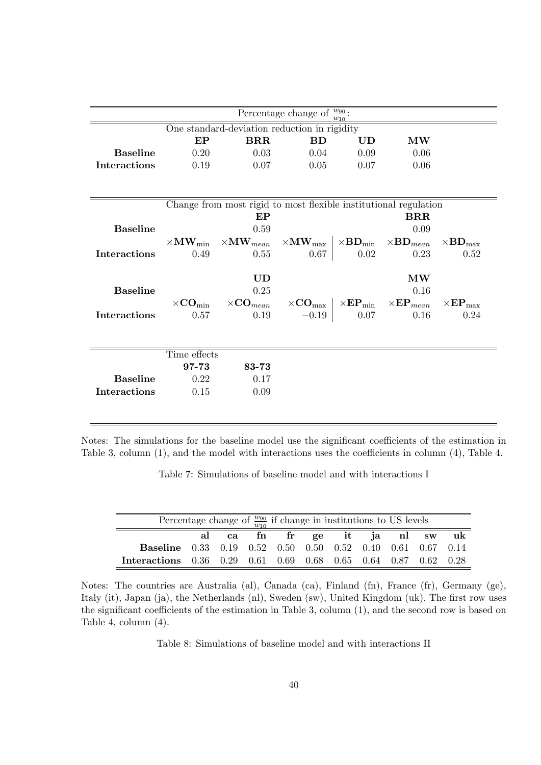| Percentage change of $\frac{w_{90}}{w_{10}}$: | | | | | | |
|---|---|---|---|---|---|---|
| | One standard-deviation reduction in rigidity | | | | | |
| | **EP** | **BRR** | **BD** | **UD** | **MW** | |
| **Baseline** | 0.20 | 0.03 | 0.04 | 0.09 | 0.06 | |
| **Interactions** | 0.19 | 0.07 | 0.05 | 0.07 | 0.06 | |

| | Change from most rigid to most flexible institutional regulation | | | | | |
|---|---|---|---|---|---|---|
| | | **EP** | | | **BRR** | |
| **Baseline** | | 0.59 | | | 0.09 | |
| | $\times\mathbf{MW}_{\min}$ | $\times\mathbf{MW}_{mean}$ | $\times\mathbf{MW}_{\max}$ | $\times\mathbf{BD}_{\min}$ | $\times\mathbf{BD}_{mean}$ | $\times\mathbf{BD}_{\max}$ |
| **Interactions** | 0.49 | 0.55 | 0.67 | 0.02 | 0.23 | 0.52 |
| | | **UD** | | | **MW** | |
| **Baseline** | | 0.25 | | | 0.16 | |
| | $\times\mathbf{CO}_{\min}$ | $\times\mathbf{CO}_{mean}$ | $\times\mathbf{CO}_{\max}$ | $\times\mathbf{EP}_{\min}$ | $\times\mathbf{EP}_{mean}$ | $\times\mathbf{EP}_{\max}$ |
| **Interactions** | 0.57 | 0.19 | $-0.19$ | 0.07 | 0.16 | 0.24 |

| | Time effects | |
|---|---|---|
| | **97-73** | **83-73** |
| **Baseline** | 0.22 | 0.17 |
| **Interactions** | 0.15 | 0.09 |

Notes: The simulations for the baseline model use the significant coefficients of the estimation in Table 3, column (1), and the model with interactions uses the coefficients in column (4), Table 4.

Table 7: Simulations of baseline model and with interactions I

| Percentage change of $\frac{w_{90}}{w_{10}}$ if change in institutions to US levels | | | | | | | | | | |
|---|---|---|---|---|---|---|---|---|---|---|
| | **al** | **ca** | **fn** | **fr** | **ge** | **it** | **ja** | **nl** | **sw** | **uk** |
| **Baseline** | 0.33 | 0.19 | 0.52 | 0.50 | 0.50 | 0.52 | 0.40 | 0.61 | 0.67 | 0.14 |
| **Interactions** | 0.36 | 0.29 | 0.61 | 0.69 | 0.68 | 0.65 | 0.64 | 0.87 | 0.62 | 0.28 |

Notes: The countries are Australia (al), Canada (ca), Finland (fn), France (fr), Germany (ge), Italy (it), Japan (ja), the Netherlands (nl), Sweden (sw), United Kingdom (uk). The first row uses the significant coefficients of the estimation in Table 3, column (1), and the second row is based on Table 4, column (4).

Table 8: Simulations of baseline model and with interactions II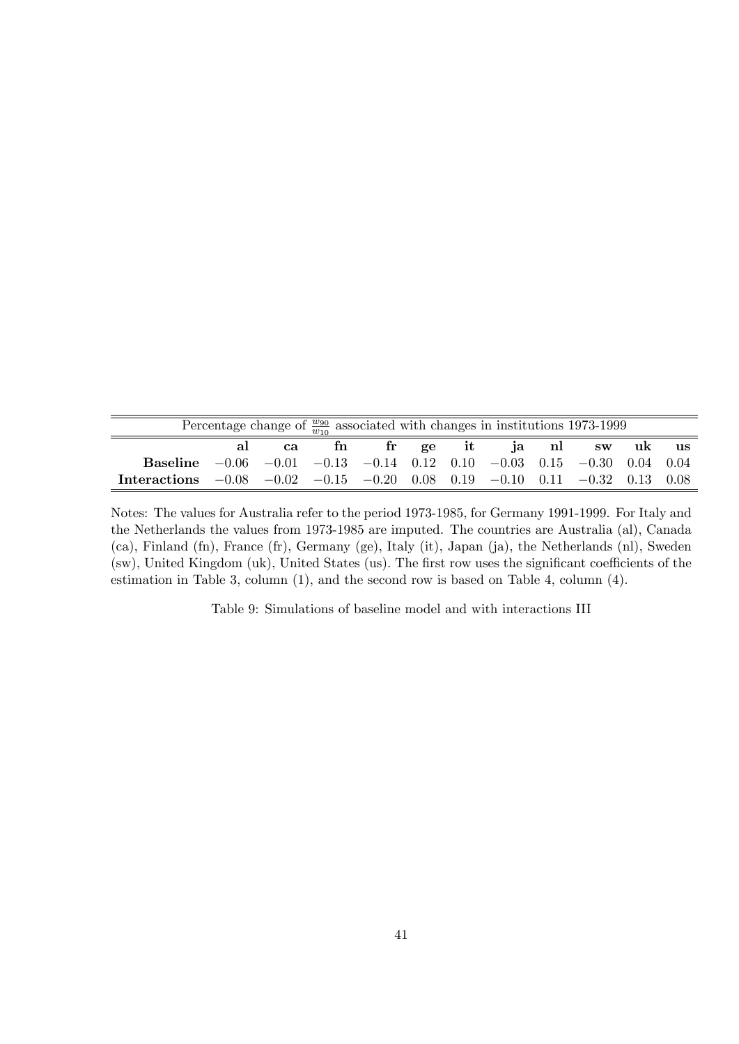| Percentage change of $\frac{w_{90}}{w_{10}}$ associated with changes in institutions 1973-1999 | | | | | | | | | | | |
|---|---|---|---|---|---|---|---|---|---|---|---|
| | **al** | **ca** | **fn** | **fr** | **ge** | **it** | **ja** | **nl** | **sw** | **uk** | **us** |
| **Baseline** | $-0.06$ | $-0.01$ | $-0.13$ | $-0.14$ | 0.12 | 0.10 | $-0.03$ | 0.15 | $-0.30$ | 0.04 | 0.04 |
| **Interactions** | $-0.08$ | $-0.02$ | $-0.15$ | $-0.20$ | 0.08 | 0.19 | $-0.10$ | 0.11 | $-0.32$ | 0.13 | 0.08 |

Notes: The values for Australia refer to the period 1973-1985, for Germany 1991-1999. For Italy and the Netherlands the values from 1973-1985 are imputed. The countries are Australia (al), Canada (ca), Finland (fn), France (fr), Germany (ge), Italy (it), Japan (ja), the Netherlands (nl), Sweden (sw), United Kingdom (uk), United States (us). The first row uses the significant coefficients of the estimation in Table 3, column (1), and the second row is based on Table 4, column (4).

Table 9: Simulations of baseline model and with interactions III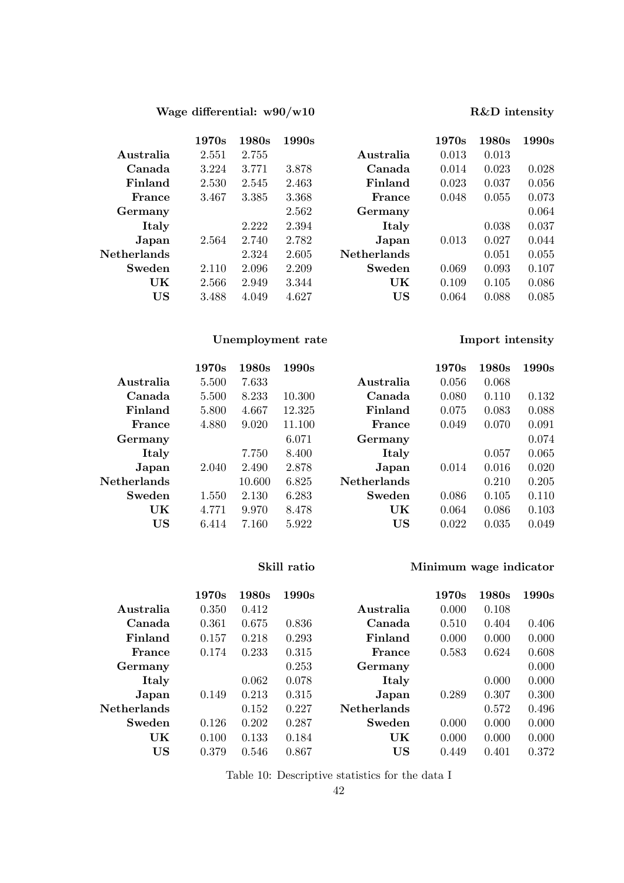**Wage differential: w90/w10**

| | 1970s | 1980s | 1990s |
|---|---|---|---|
| **Australia** | 2.551 | 2.755 | |
| **Canada** | 3.224 | 3.771 | 3.878 |
| **Finland** | 2.530 | 2.545 | 2.463 |
| **France** | 3.467 | 3.385 | 3.368 |
| **Germany** | | | 2.562 |
| **Italy** | | 2.222 | 2.394 |
| **Japan** | 2.564 | 2.740 | 2.782 |
| **Netherlands** | | 2.324 | 2.605 |
| **Sweden** | 2.110 | 2.096 | 2.209 |
| **UK** | 2.566 | 2.949 | 3.344 |
| **US** | 3.488 | 4.049 | 4.627 |

**R&D intensity**

| | 1970s | 1980s | 1990s |
|---|---|---|---|
| **Australia** | 0.013 | 0.013 | |
| **Canada** | 0.014 | 0.023 | 0.028 |
| **Finland** | 0.023 | 0.037 | 0.056 |
| **France** | 0.048 | 0.055 | 0.073 |
| **Germany** | | | 0.064 |
| **Italy** | | 0.038 | 0.037 |
| **Japan** | 0.013 | 0.027 | 0.044 |
| **Netherlands** | | 0.051 | 0.055 |
| **Sweden** | 0.069 | 0.093 | 0.107 |
| **UK** | 0.109 | 0.105 | 0.086 |
| **US** | 0.064 | 0.088 | 0.085 |

**Unemployment rate**

| | 1970s | 1980s | 1990s |
|---|---|---|---|
| **Australia** | 5.500 | 7.633 | |
| **Canada** | 5.500 | 8.233 | 10.300 |
| **Finland** | 5.800 | 4.667 | 12.325 |
| **France** | 4.880 | 9.020 | 11.100 |
| **Germany** | | | 6.071 |
| **Italy** | | 7.750 | 8.400 |
| **Japan** | 2.040 | 2.490 | 2.878 |
| **Netherlands** | | 10.600 | 6.825 |
| **Sweden** | 1.550 | 2.130 | 6.283 |
| **UK** | 4.771 | 9.970 | 8.478 |
| **US** | 6.414 | 7.160 | 5.922 |

**Import intensity**

| | 1970s | 1980s | 1990s |
|---|---|---|---|
| **Australia** | 0.056 | 0.068 | |
| **Canada** | 0.080 | 0.110 | 0.132 |
| **Finland** | 0.075 | 0.083 | 0.088 |
| **France** | 0.049 | 0.070 | 0.091 |
| **Germany** | | | 0.074 |
| **Italy** | | 0.057 | 0.065 |
| **Japan** | 0.014 | 0.016 | 0.020 |
| **Netherlands** | | 0.210 | 0.205 |
| **Sweden** | 0.086 | 0.105 | 0.110 |
| **UK** | 0.064 | 0.086 | 0.103 |
| **US** | 0.022 | 0.035 | 0.049 |

**Skill ratio**

| | 1970s | 1980s | 1990s |
|---|---|---|---|
| **Australia** | 0.350 | 0.412 | |
| **Canada** | 0.361 | 0.675 | 0.836 |
| **Finland** | 0.157 | 0.218 | 0.293 |
| **France** | 0.174 | 0.233 | 0.315 |
| **Germany** | | | 0.253 |
| **Italy** | | 0.062 | 0.078 |
| **Japan** | 0.149 | 0.213 | 0.315 |
| **Netherlands** | | 0.152 | 0.227 |
| **Sweden** | 0.126 | 0.202 | 0.287 |
| **UK** | 0.100 | 0.133 | 0.184 |
| **US** | 0.379 | 0.546 | 0.867 |

**Minimum wage indicator**

| | 1970s | 1980s | 1990s |
|---|---|---|---|
| **Australia** | 0.000 | 0.108 | |
| **Canada** | 0.510 | 0.404 | 0.406 |
| **Finland** | 0.000 | 0.000 | 0.000 |
| **France** | 0.583 | 0.624 | 0.608 |
| **Germany** | | | 0.000 |
| **Italy** | | 0.000 | 0.000 |
| **Japan** | 0.289 | 0.307 | 0.300 |
| **Netherlands** | | 0.572 | 0.496 |
| **Sweden** | 0.000 | 0.000 | 0.000 |
| **UK** | 0.000 | 0.000 | 0.000 |
| **US** | 0.449 | 0.401 | 0.372 |

Table 10: Descriptive statistics for the data I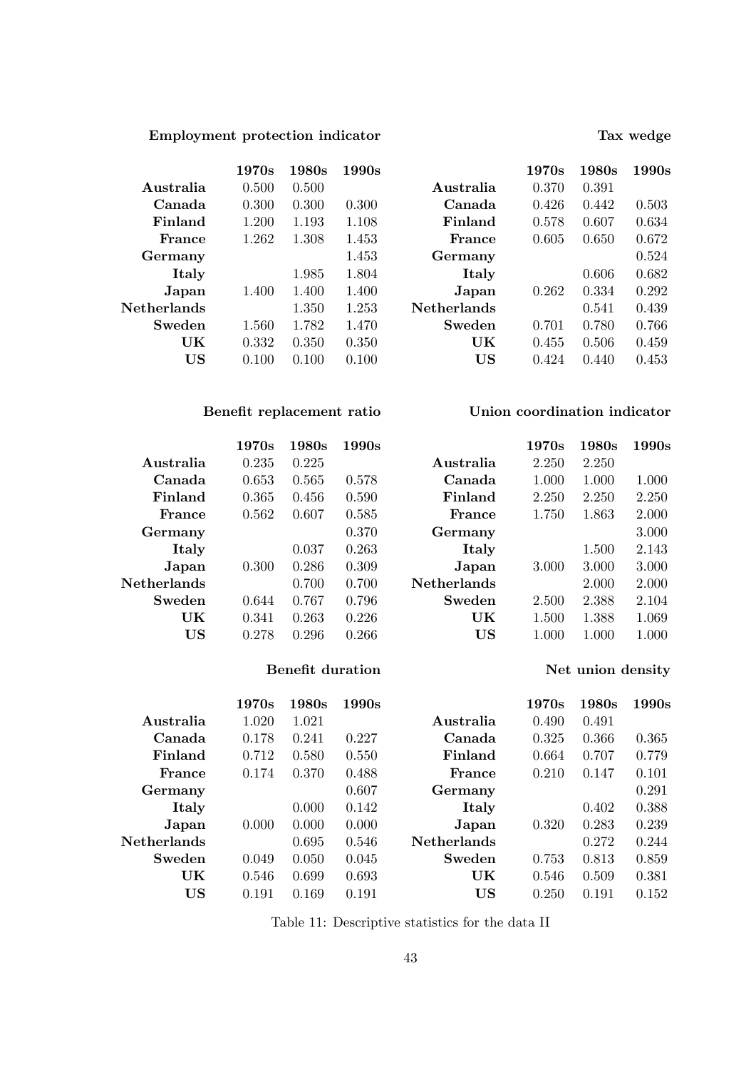**Employment protection indicator**

| | 1970s | 1980s | 1990s |
|---|---|---|---|
| **Australia** | 0.500 | 0.500 | |
| **Canada** | 0.300 | 0.300 | 0.300 |
| **Finland** | 1.200 | 1.193 | 1.108 |
| **France** | 1.262 | 1.308 | 1.453 |
| **Germany** | | | 1.453 |
| **Italy** | | 1.985 | 1.804 |
| **Japan** | 1.400 | 1.400 | 1.400 |
| **Netherlands** | | 1.350 | 1.253 |
| **Sweden** | 1.560 | 1.782 | 1.470 |
| **UK** | 0.332 | 0.350 | 0.350 |
| **US** | 0.100 | 0.100 | 0.100 |

**Tax wedge**

| | 1970s | 1980s | 1990s |
|---|---|---|---|
| **Australia** | 0.370 | 0.391 | |
| **Canada** | 0.426 | 0.442 | 0.503 |
| **Finland** | 0.578 | 0.607 | 0.634 |
| **France** | 0.605 | 0.650 | 0.672 |
| **Germany** | | | 0.524 |
| **Italy** | | 0.606 | 0.682 |
| **Japan** | 0.262 | 0.334 | 0.292 |
| **Netherlands** | | 0.541 | 0.439 |
| **Sweden** | 0.701 | 0.780 | 0.766 |
| **UK** | 0.455 | 0.506 | 0.459 |
| **US** | 0.424 | 0.440 | 0.453 |

**Benefit replacement ratio**

| | 1970s | 1980s | 1990s |
|---|---|---|---|
| **Australia** | 0.235 | 0.225 | |
| **Canada** | 0.653 | 0.565 | 0.578 |
| **Finland** | 0.365 | 0.456 | 0.590 |
| **France** | 0.562 | 0.607 | 0.585 |
| **Germany** | | | 0.370 |
| **Italy** | | 0.037 | 0.263 |
| **Japan** | 0.300 | 0.286 | 0.309 |
| **Netherlands** | | 0.700 | 0.700 |
| **Sweden** | 0.644 | 0.767 | 0.796 |
| **UK** | 0.341 | 0.263 | 0.226 |
| **US** | 0.278 | 0.296 | 0.266 |

**Union coordination indicator**

| | 1970s | 1980s | 1990s |
|---|---|---|---|
| **Australia** | 2.250 | 2.250 | |
| **Canada** | 1.000 | 1.000 | 1.000 |
| **Finland** | 2.250 | 2.250 | 2.250 |
| **France** | 1.750 | 1.863 | 2.000 |
| **Germany** | | | 3.000 |
| **Italy** | | 1.500 | 2.143 |
| **Japan** | 3.000 | 3.000 | 3.000 |
| **Netherlands** | | 2.000 | 2.000 |
| **Sweden** | 2.500 | 2.388 | 2.104 |
| **UK** | 1.500 | 1.388 | 1.069 |
| **US** | 1.000 | 1.000 | 1.000 |

**Benefit duration**

| | 1970s | 1980s | 1990s |
|---|---|---|---|
| **Australia** | 1.020 | 1.021 | |
| **Canada** | 0.178 | 0.241 | 0.227 |
| **Finland** | 0.712 | 0.580 | 0.550 |
| **France** | 0.174 | 0.370 | 0.488 |
| **Germany** | | | 0.607 |
| **Italy** | | 0.000 | 0.142 |
| **Japan** | 0.000 | 0.000 | 0.000 |
| **Netherlands** | | 0.695 | 0.546 |
| **Sweden** | 0.049 | 0.050 | 0.045 |
| **UK** | 0.546 | 0.699 | 0.693 |
| **US** | 0.191 | 0.169 | 0.191 |

**Net union density**

| | 1970s | 1980s | 1990s |
|---|---|---|---|
| **Australia** | 0.490 | 0.491 | |
| **Canada** | 0.325 | 0.366 | 0.365 |
| **Finland** | 0.664 | 0.707 | 0.779 |
| **France** | 0.210 | 0.147 | 0.101 |
| **Germany** | | | 0.291 |
| **Italy** | | 0.402 | 0.388 |
| **Japan** | 0.320 | 0.283 | 0.239 |
| **Netherlands** | | 0.272 | 0.244 |
| **Sweden** | 0.753 | 0.813 | 0.859 |
| **UK** | 0.546 | 0.509 | 0.381 |
| **US** | 0.250 | 0.191 | 0.152 |

Table 11: Descriptive statistics for the data II